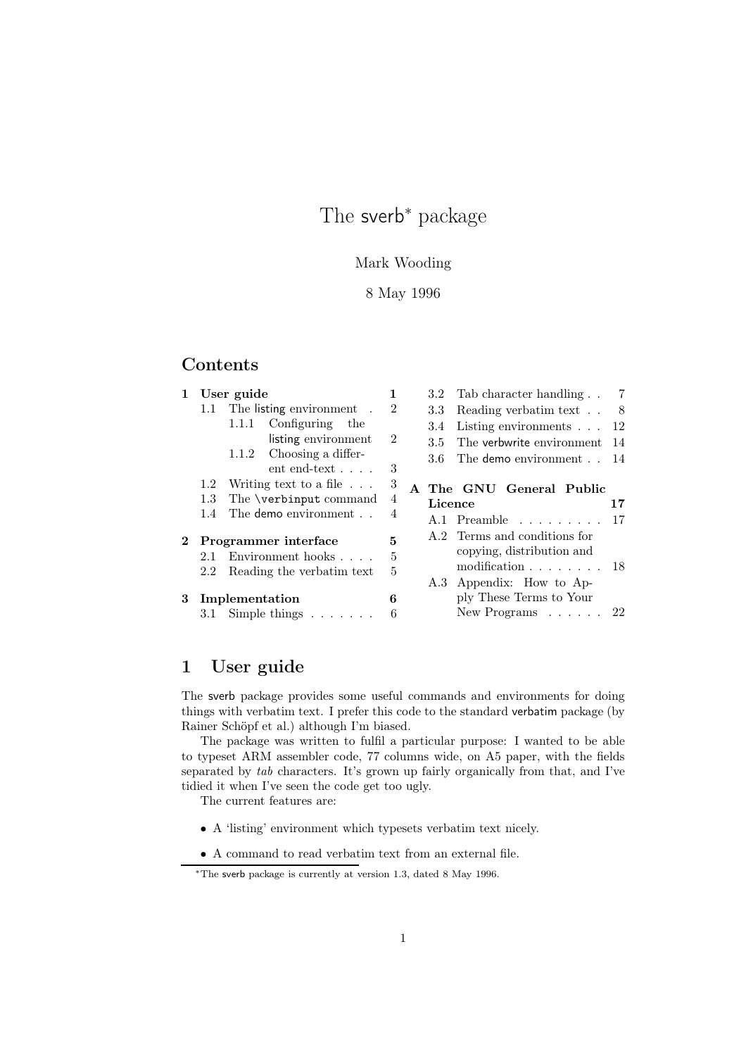# The sverb* package

Mark Wooding

8 May 1996

## Contents

- 1 User guide — 1
  - 1.1 The listing environment — 2
    - 1.1.1 Configuring the listing environment — 2
    - 1.1.2 Choosing a different end-text — 3
  - 1.2 Writing text to a file — 3
  - 1.3 The \verbinput command — 4
  - 1.4 The demo environment — 4
- 2 Programmer interface — 5
  - 2.1 Environment hooks — 5
  - 2.2 Reading the verbatim text — 5
- 3 Implementation — 6
  - 3.1 Simple things — 6
  - 3.2 Tab character handling — 7
  - 3.3 Reading verbatim text — 8
  - 3.4 Listing environments — 12
  - 3.5 The verbwrite environment — 14
  - 3.6 The demo environment — 14
- A The GNU General Public Licence — 17
  - A.1 Preamble — 17
  - A.2 Terms and conditions for copying, distribution and modification — 18
  - A.3 Appendix: How to Apply These Terms to Your New Programs — 22

## 1 User guide

The sverb package provides some useful commands and environments for doing things with verbatim text. I prefer this code to the standard verbatim package (by Rainer Schöpf et al.) although I'm biased.

The package was written to fulfil a particular purpose: I wanted to be able to typeset ARM assembler code, 77 columns wide, on A5 paper, with the fields separated by *tab* characters. It's grown up fairly organically from that, and I've tidied it when I've seen the code get too ugly.

The current features are:

- A 'listing' environment which typesets verbatim text nicely.
- A command to read verbatim text from an external file.

*The sverb package is currently at version 1.3, dated 8 May 1996.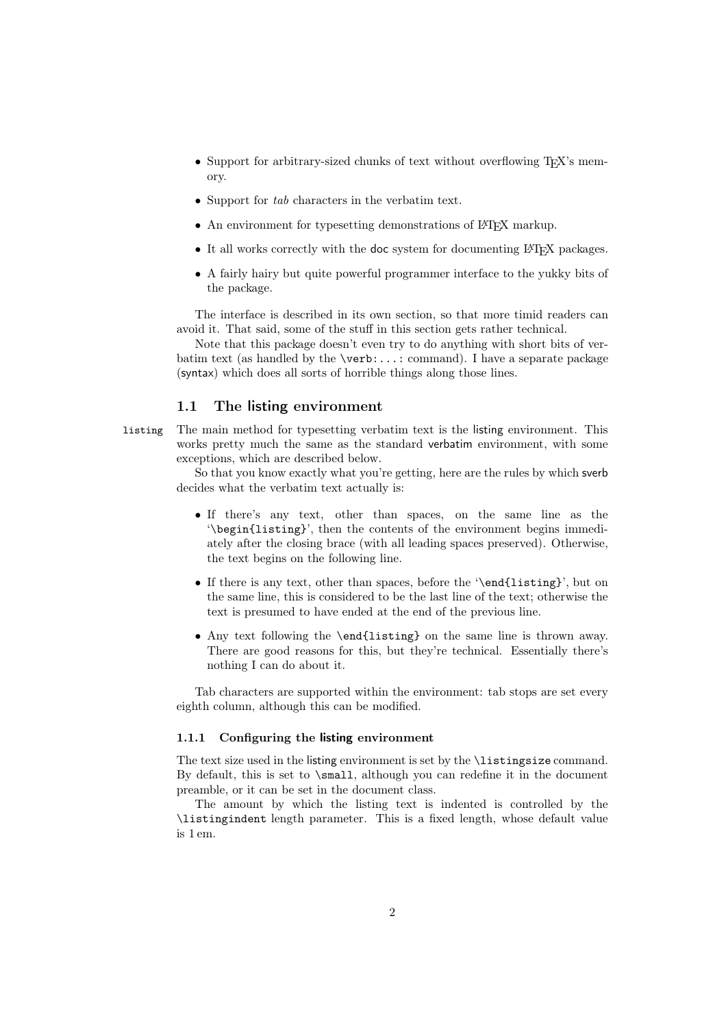- Support for arbitrary-sized chunks of text without overflowing TeX's memory.
- Support for *tab* characters in the verbatim text.
- An environment for typesetting demonstrations of LaTeX markup.
- It all works correctly with the doc system for documenting LaTeX packages.
- A fairly hairy but quite powerful programmer interface to the yukky bits of the package.

The interface is described in its own section, so that more timid readers can avoid it. That said, some of the stuff in this section gets rather technical.

Note that this package doesn't even try to do anything with short bits of verbatim text (as handled by the `\verb:...:` command). I have a separate package (syntax) which does all sorts of horrible things along those lines.

## 1.1 The listing environment

listing The main method for typesetting verbatim text is the listing environment. This works pretty much the same as the standard verbatim environment, with some exceptions, which are described below.

So that you know exactly what you're getting, here are the rules by which sverb decides what the verbatim text actually is:

- If there's any text, other than spaces, on the same line as the '`\begin{listing}`', then the contents of the environment begins immediately after the closing brace (with all leading spaces preserved). Otherwise, the text begins on the following line.
- If there is any text, other than spaces, before the '`\end{listing}`', but on the same line, this is considered to be the last line of the text; otherwise the text is presumed to have ended at the end of the previous line.
- Any text following the `\end{listing}` on the same line is thrown away. There are good reasons for this, but they're technical. Essentially there's nothing I can do about it.

Tab characters are supported within the environment: tab stops are set every eighth column, although this can be modified.

### 1.1.1 Configuring the listing environment

The text size used in the listing environment is set by the `\listingsize` command. By default, this is set to `\small`, although you can redefine it in the document preamble, or it can be set in the document class.

The amount by which the listing text is indented is controlled by the `\listingindent` length parameter. This is a fixed length, whose default value is 1 em.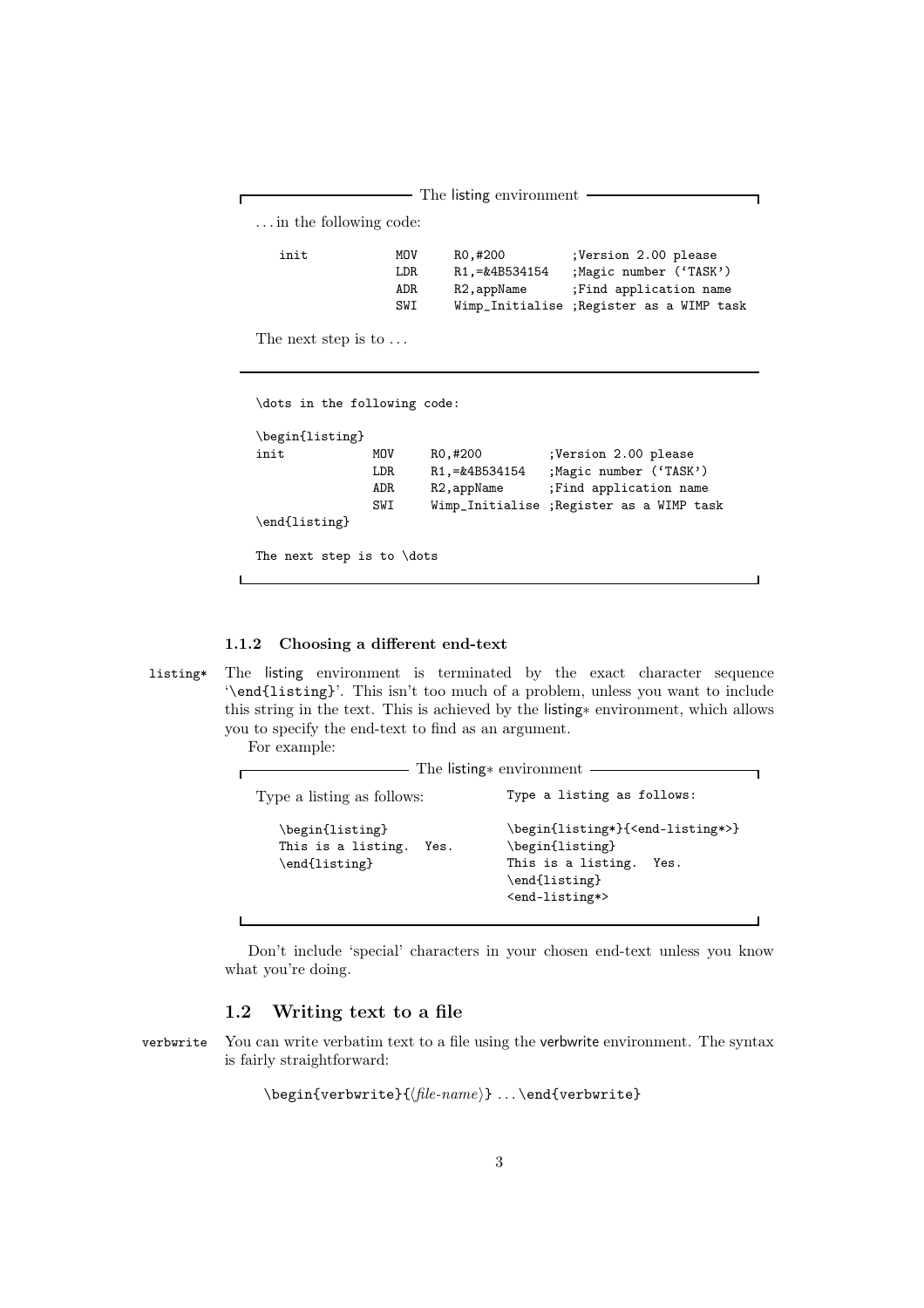The listing environment

…in the following code:

```
init            MOV     R0,#200         ;Version 2.00 please
                LDR     R1,=&4B534154   ;Magic number (`TASK')
                ADR     R2,appName      ;Find application name
                SWI     Wimp_Initialise ;Register as a WIMP task
```

The next step is to …

```
\dots in the following code:

\begin{listing}
init            MOV     R0,#200         ;Version 2.00 please
                LDR     R1,=&4B534154   ;Magic number (`TASK')
                ADR     R2,appName      ;Find application name
                SWI     Wimp_Initialise ;Register as a WIMP task
\end{listing}

The next step is to \dots
```

### 1.1.2 Choosing a different end-text

`listing*` The listing environment is terminated by the exact character sequence '`\end{listing}`'. This isn't too much of a problem, unless you want to include this string in the text. This is achieved by the listing∗ environment, which allows you to specify the end-text to find as an argument.

For example:

The listing∗ environment

Type a listing as follows:

```
\begin{listing}
This is a listing.  Yes.
\end{listing}
```

```
Type a listing as follows:

\begin{listing*}{<end-listing*>}
\begin{listing}
This is a listing.  Yes.
\end{listing}
<end-listing*>
```

Don't include 'special' characters in your chosen end-text unless you know what you're doing.

## 1.2 Writing text to a file

`verbwrite` You can write verbatim text to a file using the verbwrite environment. The syntax is fairly straightforward:

`\begin{verbwrite}{`⟨*file-name*⟩`}` … `\end{verbwrite}`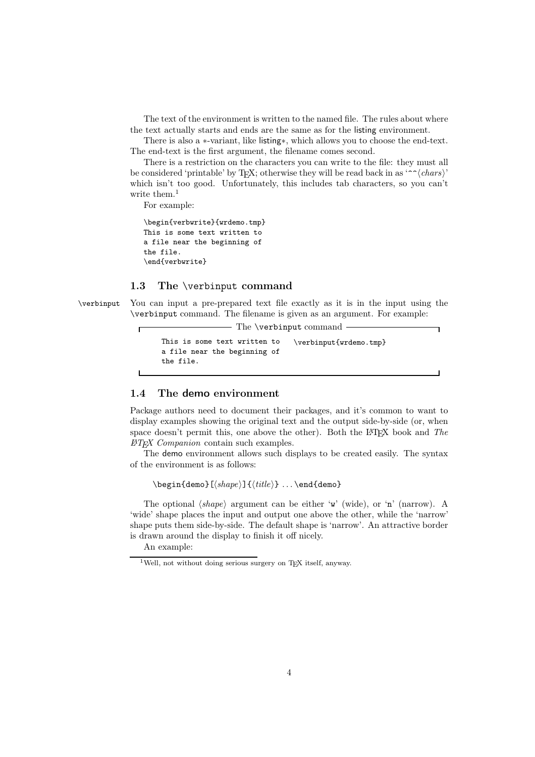The text of the environment is written to the named file. The rules about where the text actually starts and ends are the same as for the listing environment.

There is also a ∗-variant, like listing∗, which allows you to choose the end-text. The end-text is the first argument, the filename comes second.

There is a restriction on the characters you can write to the file: they must all be considered 'printable' by TeX; otherwise they will be read back in as '^^⟨chars⟩' which isn't too good. Unfortunately, this includes tab characters, so you can't write them.[1]

For example:

```
\begin{verbwrite}{wrdemo.tmp}
This is some text written to
a file near the beginning of
the file.
\end{verbwrite}
```

## 1.3 The `\verbinput` command

`\verbinput` You can input a pre-prepared text file exactly as it is in the input using the `\verbinput` command. The filename is given as an argument. For example:

The `\verbinput` command

```
This is some text written to
a file near the beginning of
the file.
```

```
\verbinput{wrdemo.tmp}
```

## 1.4 The demo environment

Package authors need to document their packages, and it's common to want to display examples showing the original text and the output side-by-side (or, when space doesn't permit this, one above the other). Both the LaTeX book and *The LaTeX Companion* contain such examples.

The demo environment allows such displays to be created easily. The syntax of the environment is as follows:

`\begin{demo}[⟨shape⟩]{⟨title⟩}` ... `\end{demo}`

The optional ⟨*shape*⟩ argument can be either '`w`' (wide), or '`n`' (narrow). A 'wide' shape places the input and output one above the other, while the 'narrow' shape puts them side-by-side. The default shape is 'narrow'. An attractive border is drawn around the display to finish it off nicely.

An example:

[1] Well, not without doing serious surgery on TeX itself, anyway.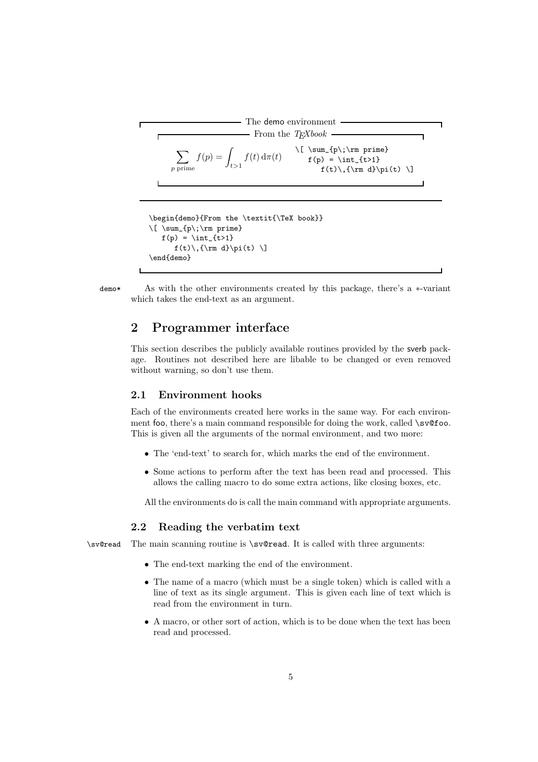The demo environment

From the *TEXbook*

$$\sum_{p \text{ prime}} f(p) = \int_{t>1} f(t)\,\mathrm{d}\pi(t)$$

```
\[ \sum_{p\;\rm prime}
   f(p) = \int_{t>1}
      f(t)\,{\rm d}\pi(t) \]
```

```
\begin{demo}{From the \textit{\TeX book}}
\[ \sum_{p\;\rm prime}
   f(p) = \int_{t>1}
      f(t)\,{\rm d}\pi(t) \]
\end{demo}
```

`demo*` As with the other environments created by this package, there's a $*$-variant which takes the end-text as an argument.

## 2 Programmer interface

This section describes the publicly available routines provided by the sverb package. Routines not described here are libable to be changed or even removed without warning, so don't use them.

### 2.1 Environment hooks

Each of the environments created here works in the same way. For each environment foo, there's a main command responsible for doing the work, called `\sv@foo`. This is given all the arguments of the normal environment, and two more:

- The 'end-text' to search for, which marks the end of the environment.
- Some actions to perform after the text has been read and processed. This allows the calling macro to do some extra actions, like closing boxes, etc.

All the environments do is call the main command with appropriate arguments.

### 2.2 Reading the verbatim text

`\sv@read` The main scanning routine is `\sv@read`. It is called with three arguments:

- The end-text marking the end of the environment.
- The name of a macro (which must be a single token) which is called with a line of text as its single argument. This is given each line of text which is read from the environment in turn.
- A macro, or other sort of action, which is to be done when the text has been read and processed.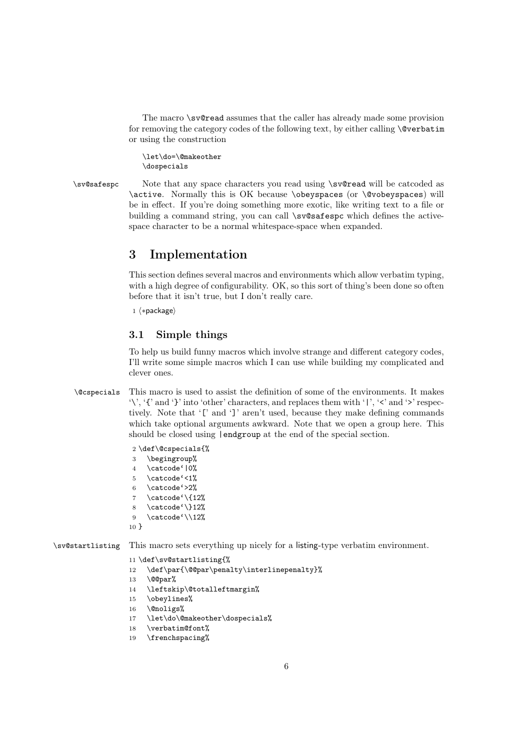The macro `\sv@read` assumes that the caller has already made some provision for removing the category codes of the following text, by either calling `\@verbatim` or using the construction

```
\let\do=\@makeother
\dospecials
```

`\sv@safespc` Note that any space characters you read using `\sv@read` will be catcoded as `\active`. Normally this is OK because `\obeyspaces` (or `\@vobeyspaces`) will be in effect. If you're doing something more exotic, like writing text to a file or building a command string, you can call `\sv@safespc` which defines the active-space character to be a normal whitespace-space when expanded.

# 3 Implementation

This section defines several macros and environments which allow verbatim typing, with a high degree of configurability. OK, so this sort of thing's been done so often before that it isn't true, but I don't really care.

```
1 ⟨*package⟩
```

## 3.1 Simple things

To help us build funny macros which involve strange and different category codes, I'll write some simple macros which I can use while building my complicated and clever ones.

`\@cspecials` This macro is used to assist the definition of some of the environments. It makes '`\`', '`{`' and '`}`' into 'other' characters, and replaces them with '`|`', '`<`' and '`>`' respectively. Note that '`[`' and '`]`' aren't used, because they make defining commands which take optional arguments awkward. Note that we open a group here. This should be closed using `|endgroup` at the end of the special section.

```
2 \def\@cspecials{%
3   \begingroup%
4   \catcode`|0%
5   \catcode`<1%
6   \catcode`>2%
7   \catcode`\{12%
8   \catcode`\}12%
9   \catcode`\\12%
10 }
```

`\sv@startlisting` This macro sets everything up nicely for a listing-type verbatim environment.

```
11 \def\sv@startlisting{%
12   \def\par{\@@par\penalty\interlinepenalty}%
13   \@@par%
14   \leftskip\@totalleftmargin%
15   \obeylines%
16   \@noligs%
17   \let\do\@makeother\dospecials%
18   \verbatim@font%
19   \frenchspacing%
```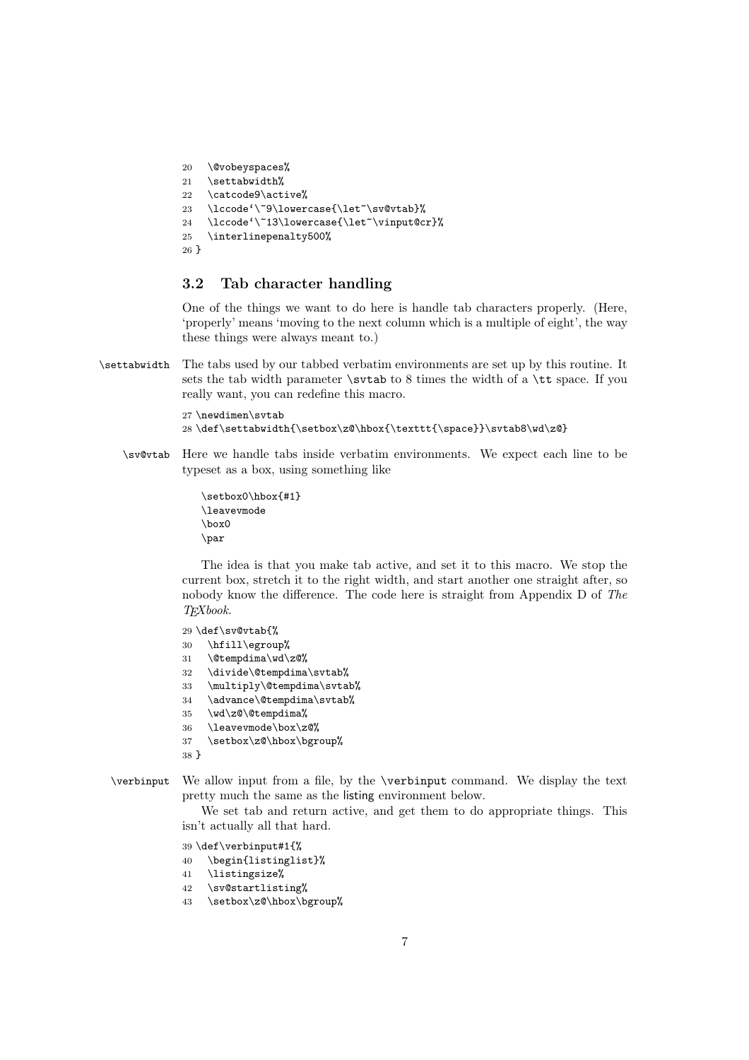```
20   \@vobeyspaces%
21   \settabwidth%
22   \catcode9\active%
23   \lccode`\~9\lowercase{\let~\sv@vtab}%
24   \lccode`\~13\lowercase{\let~\vinput@cr}%
25   \interlinepenalty500%
26 }
```

### 3.2 Tab character handling

One of the things we want to do here is handle tab characters properly. (Here, 'properly' means 'moving to the next column which is a multiple of eight', the way these things were always meant to.)

`\settabwidth` The tabs used by our tabbed verbatim environments are set up by this routine. It sets the tab width parameter `\svtab` to 8 times the width of a `\tt` space. If you really want, you can redefine this macro.

```
27 \newdimen\svtab
28 \def\settabwidth{\setbox\z@\hbox{\texttt{\space}}\svtab8\wd\z@}
```

`\sv@vtab` Here we handle tabs inside verbatim environments. We expect each line to be typeset as a box, using something like

```
\setbox0\hbox{#1}
\leavevmode
\box0
\par
```

The idea is that you make tab active, and set it to this macro. We stop the current box, stretch it to the right width, and start another one straight after, so nobody know the difference. The code here is straight from Appendix D of *The TEXbook*.

```
29 \def\sv@vtab{%
30   \hfill\egroup%
31   \@tempdima\wd\z@%
32   \divide\@tempdima\svtab%
33   \multiply\@tempdima\svtab%
34   \advance\@tempdima\svtab%
35   \wd\z@\@tempdima%
36   \leavevmode\box\z@%
37   \setbox\z@\hbox\bgroup%
38 }
```

`\verbinput` We allow input from a file, by the `\verbinput` command. We display the text pretty much the same as the listing environment below.

We set tab and return active, and get them to do appropriate things. This isn't actually all that hard.

```
39 \def\verbinput#1{%
40   \begin{listinglist}%
41   \listingsize%
42   \sv@startlisting%
43   \setbox\z@\hbox\bgroup%
```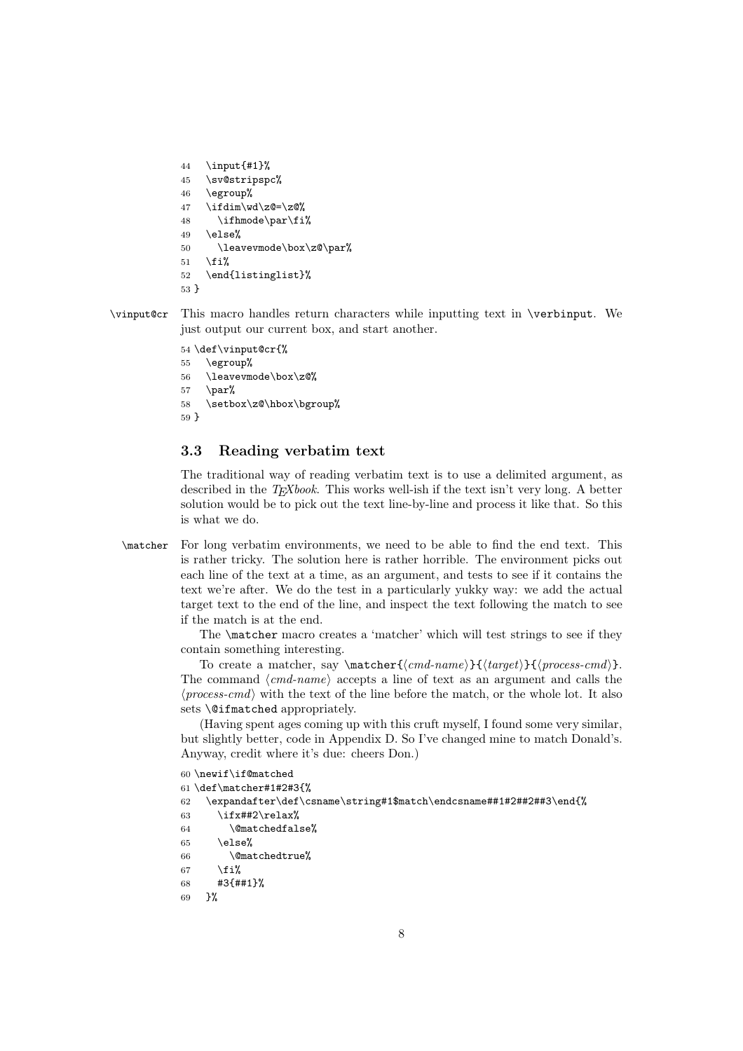```
44   \input{#1}%
45   \sv@stripspc%
46   \egroup%
47   \ifdim\wd\z@=\z@%
48     \ifhmode\par\fi%
49   \else%
50     \leavevmode\box\z@\par%
51   \fi%
52   \end{listinglist}%
53 }
```

`\vinput@cr` This macro handles return characters while inputting text in `\verbinput`. We just output our current box, and start another.

```
54 \def\vinput@cr{%
55   \egroup%
56   \leavevmode\box\z@%
57   \par%
58   \setbox\z@\hbox\bgroup%
59 }
```

### 3.3 Reading verbatim text

The traditional way of reading verbatim text is to use a delimited argument, as described in the *TEXbook*. This works well-ish if the text isn't very long. A better solution would be to pick out the text line-by-line and process it like that. So this is what we do.

`\matcher` For long verbatim environments, we need to be able to find the end text. This is rather tricky. The solution here is rather horrible. The environment picks out each line of the text at a time, as an argument, and tests to see if it contains the text we're after. We do the test in a particularly yukky way: we add the actual target text to the end of the line, and inspect the text following the match to see if the match is at the end.

The `\matcher` macro creates a 'matcher' which will test strings to see if they contain something interesting.

To create a matcher, say `\matcher{`⟨*cmd-name*⟩`}{`⟨*target*⟩`}{`⟨*process-cmd*⟩`}`. The command ⟨*cmd-name*⟩ accepts a line of text as an argument and calls the ⟨*process-cmd*⟩ with the text of the line before the match, or the whole lot. It also sets `\@ifmatched` appropriately.

(Having spent ages coming up with this cruft myself, I found some very similar, but slightly better, code in Appendix D. So I've changed mine to match Donald's. Anyway, credit where it's due: cheers Don.)

```
60 \newif\if@matched
61 \def\matcher#1#2#3{%
62   \expandafter\def\csname\string#1$match\endcsname##1#2##2##3\end{%
63     \ifx##2\relax%
64       \@matchedfalse%
65     \else%
66       \@matchedtrue%
67     \fi%
68     #3{##1}%
69   }%
```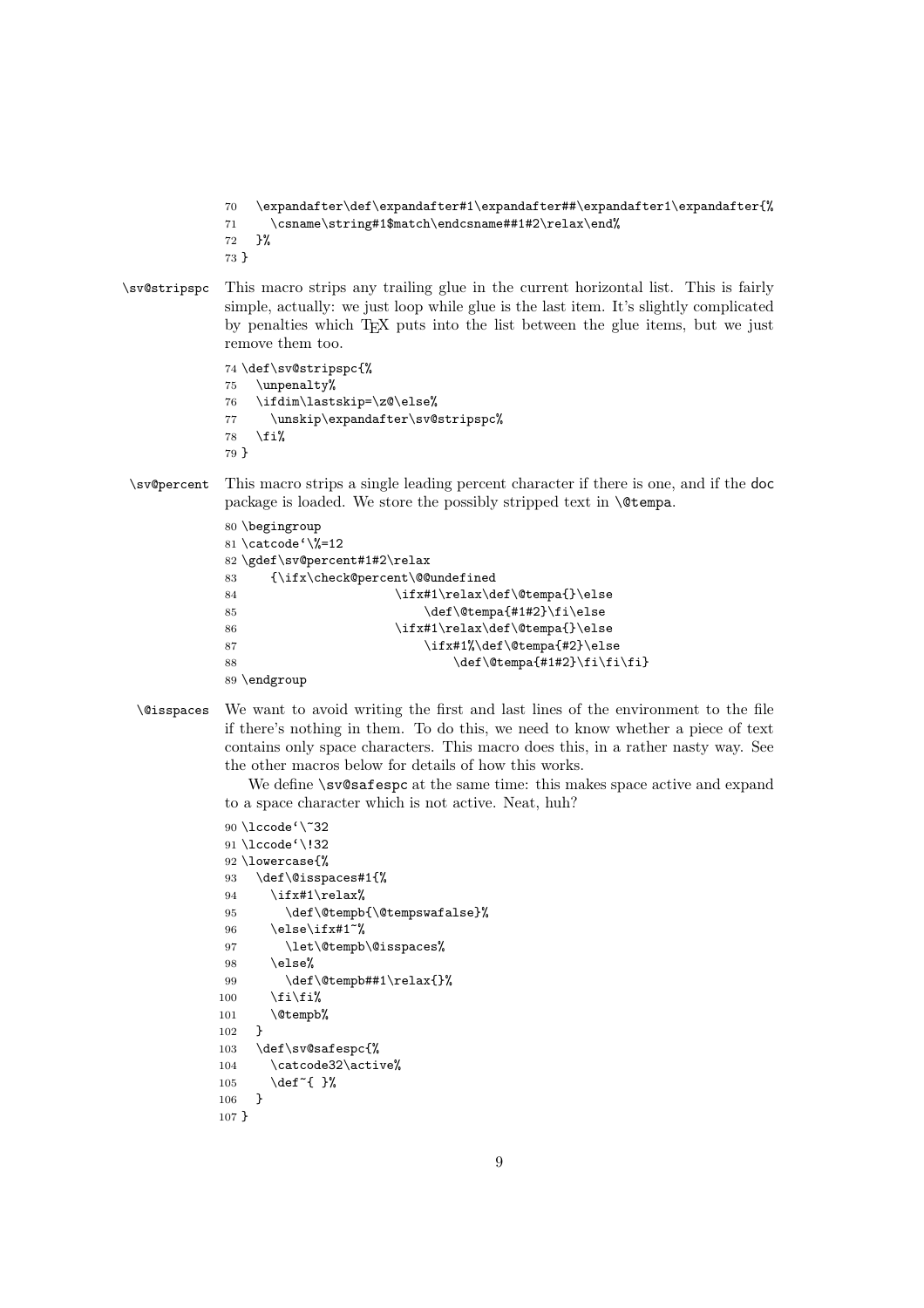```
70   \expandafter\def\expandafter#1\expandafter##\expandafter1\expandafter{%
71     \csname\string#1$match\endcsname##1#2\relax\end%
72   }%
73 }
```

**\sv@stripspc** This macro strips any trailing glue in the current horizontal list. This is fairly simple, actually: we just loop while glue is the last item. It's slightly complicated by penalties which TeX puts into the list between the glue items, but we just remove them too.

```
74 \def\sv@stripspc{%
75   \unpenalty%
76   \ifdim\lastskip=\z@\else%
77     \unskip\expandafter\sv@stripspc%
78   \fi%
79 }
```

**\sv@percent** This macro strips a single leading percent character if there is one, and if the doc package is loaded. We store the possibly stripped text in \@tempa.

```
80 \begingroup
81 \catcode`\%=12
82 \gdef\sv@percent#1#2\relax
83     {\ifx\check@percent\@@undefined
84                      \ifx#1\relax\def\@tempa{}\else
85                          \def\@tempa{#1#2}\fi\else
86                      \ifx#1\relax\def\@tempa{}\else
87                          \ifx#1%\def\@tempa{#2}\else
88                              \def\@tempa{#1#2}\fi\fi\fi}
89 \endgroup
```

**\@isspaces** We want to avoid writing the first and last lines of the environment to the file if there's nothing in them. To do this, we need to know whether a piece of text contains only space characters. This macro does this, in a rather nasty way. See the other macros below for details of how this works.

We define \sv@safespc at the same time: this makes space active and expand to a space character which is not active. Neat, huh?

```
90 \lccode`\~32
91 \lccode`\!32
92 \lowercase{%
93   \def\@isspaces#1{%
94     \ifx#1\relax%
95       \def\@tempb{\@tempswafalse}%
96     \else\ifx#1~%
97       \let\@tempb\@isspaces%
98     \else%
99       \def\@tempb##1\relax{}%
100     \fi\fi%
101     \@tempb%
102   }
103   \def\sv@safespc{%
104     \catcode32\active%
105     \def~{ }%
106   }
107 }
```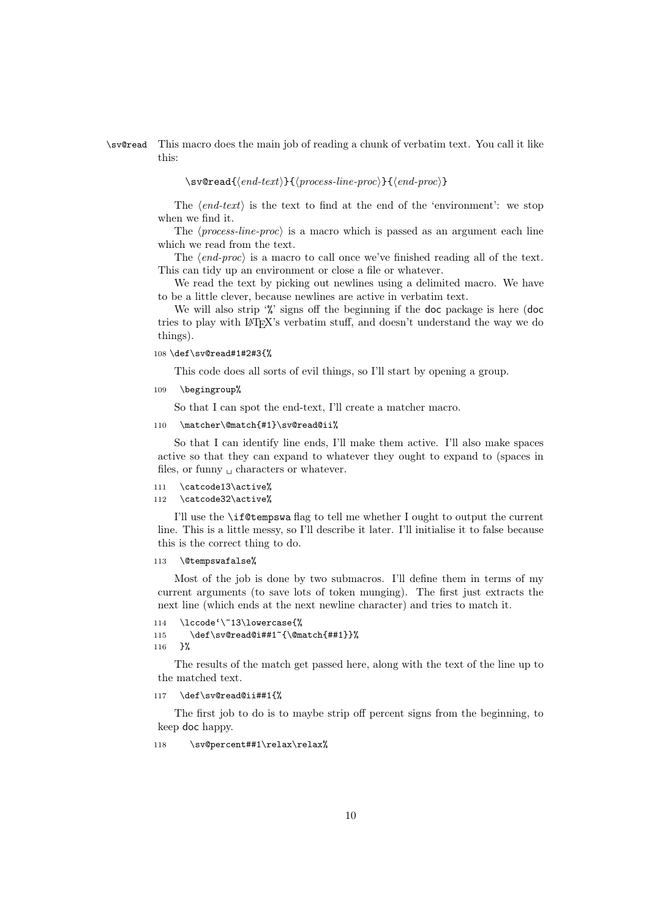`\sv@read` This macro does the main job of reading a chunk of verbatim text. You call it like this:

```
\sv@read{⟨end-text⟩}{⟨process-line-proc⟩}{⟨end-proc⟩}
```

The ⟨*end-text*⟩ is the text to find at the end of the 'environment': we stop when we find it.

The ⟨*process-line-proc*⟩ is a macro which is passed as an argument each line which we read from the text.

The ⟨*end-proc*⟩ is a macro to call once we've finished reading all of the text. This can tidy up an environment or close a file or whatever.

We read the text by picking out newlines using a delimited macro. We have to be a little clever, because newlines are active in verbatim text.

We will also strip '%' signs off the beginning if the doc package is here (doc tries to play with LaTeX's verbatim stuff, and doesn't understand the way we do things).

```
108 \def\sv@read#1#2#3{%
```

This code does all sorts of evil things, so I'll start by opening a group.

```
109   \begingroup%
```

So that I can spot the end-text, I'll create a matcher macro.

```
110   \matcher\@match{#1}\sv@read@ii%
```

So that I can identify line ends, I'll make them active. I'll also make spaces active so that they can expand to whatever they ought to expand to (spaces in files, or funny ␣ characters or whatever.

```
111   \catcode13\active%
112   \catcode32\active%
```

I'll use the `\if@tempswa` flag to tell me whether I ought to output the current line. This is a little messy, so I'll describe it later. I'll initialise it to false because this is the correct thing to do.

```
113   \@tempswafalse%
```

Most of the job is done by two submacros. I'll define them in terms of my current arguments (to save lots of token munging). The first just extracts the next line (which ends at the next newline character) and tries to match it.

```
114   \lccode`\~13\lowercase{%
115     \def\sv@read@i##1~{\@match{##1}}%
116   }%
```

The results of the match get passed here, along with the text of the line up to the matched text.

```
117   \def\sv@read@ii##1{%
```

The first job to do is to maybe strip off percent signs from the beginning, to keep doc happy.

```
118     \sv@percent##1\relax\relax%
```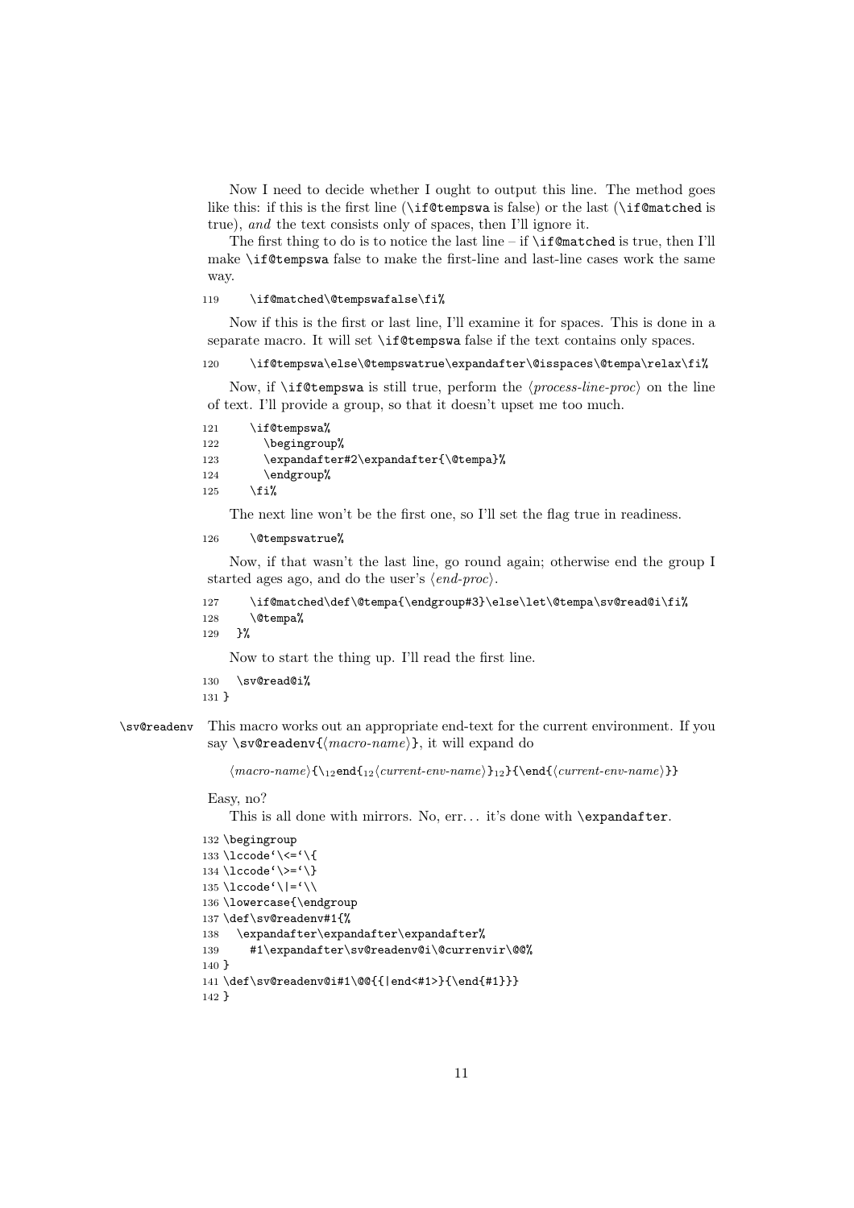Now I need to decide whether I ought to output this line. The method goes like this: if this is the first line (`\if@tempswa` is false) or the last (`\if@matched` is true), *and* the text consists only of spaces, then I'll ignore it.

The first thing to do is to notice the last line – if `\if@matched` is true, then I'll make `\if@tempswa` false to make the first-line and last-line cases work the same way.

```
119     \if@matched\@tempswafalse\fi%
```

Now if this is the first or last line, I'll examine it for spaces. This is done in a separate macro. It will set `\if@tempswa` false if the text contains only spaces.

```
120     \if@tempswa\else\@tempswatrue\expandafter\@isspaces\@tempa\relax\fi%
```

Now, if `\if@tempswa` is still true, perform the ⟨*process-line-proc*⟩ on the line of text. I'll provide a group, so that it doesn't upset me too much.

```
121     \if@tempswa%
122       \begingroup%
123       \expandafter#2\expandafter{\@tempa}%
124       \endgroup%
125     \fi%
```

The next line won't be the first one, so I'll set the flag true in readiness.

```
126     \@tempswatrue%
```

Now, if that wasn't the last line, go round again; otherwise end the group I started ages ago, and do the user's ⟨*end-proc*⟩.

```
127     \if@matched\def\@tempa{\endgroup#3}\else\let\@tempa\sv@read@i\fi%
128     \@tempa%
129   }%
```

Now to start the thing up. I'll read the first line.

```
130   \sv@read@i%
131 }
```

**`\sv@readenv`** This macro works out an appropriate end-text for the current environment. If you say `\sv@readenv{`⟨*macro-name*⟩`}`, it will expand do

⟨*macro-name*⟩`{`$\backslash_{12}$`end{`$_{12}$⟨*current-env-name*⟩`}`$_{12}$`}{\end{`⟨*current-env-name*⟩`}}`

Easy, no?

This is all done with mirrors. No, err… it's done with `\expandafter`.

```
132 \begingroup
133 \lccode`\<=`\{
134 \lccode`\>=`\}
135 \lccode`\|=`\\
136 \lowercase{\endgroup
137 \def\sv@readenv#1{%
138   \expandafter\expandafter\expandafter%
139     #1\expandafter\sv@readenv@i\@currenvir\@@%
140 }
141 \def\sv@readenv@i#1\@@{{|end<#1>}{\end{#1}}}
142 }
```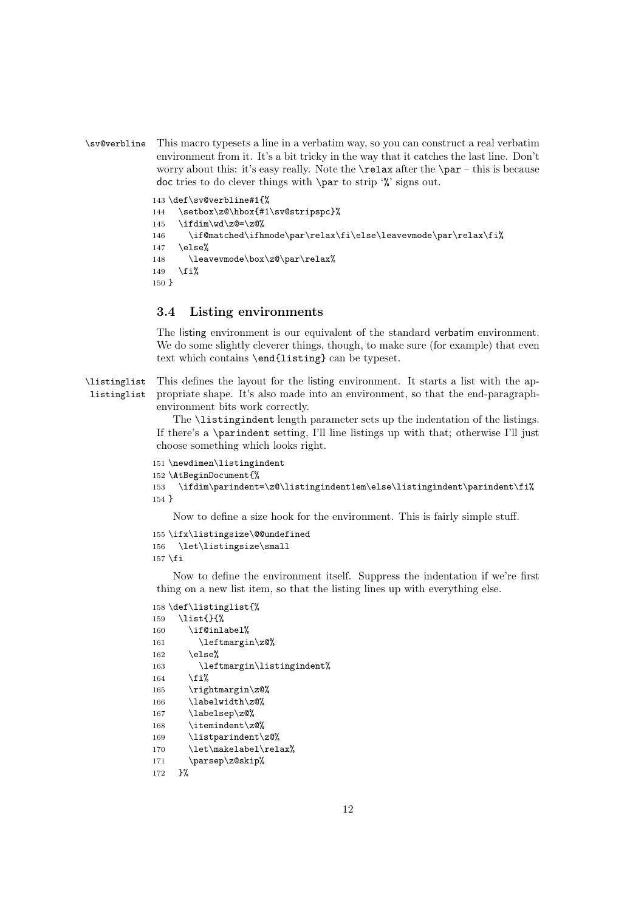`\sv@verbline` This macro typesets a line in a verbatim way, so you can construct a real verbatim environment from it. It's a bit tricky in the way that it catches the last line. Don't worry about this: it's easy really. Note the `\relax` after the `\par` – this is because doc tries to do clever things with `\par` to strip '%' signs out.

```
143 \def\sv@verbline#1{%
144   \setbox\z@\hbox{#1\sv@stripspc}%
145   \ifdim\wd\z@=\z@%
146     \if@matched\ifhmode\par\relax\fi\else\leavevmode\par\relax\fi%
147   \else%
148     \leavevmode\box\z@\par\relax%
149   \fi%
150 }
```

### 3.4 Listing environments

The listing environment is our equivalent of the standard verbatim environment. We do some slightly cleverer things, though, to make sure (for example) that even text which contains `\end{listing}` can be typeset.

`\listinglist` `listinglist` This defines the layout for the listing environment. It starts a list with the appropriate shape. It's also made into an environment, so that the end-paragraph-environment bits work correctly.

The `\listingindent` length parameter sets up the indentation of the listings. If there's a `\parindent` setting, I'll line listings up with that; otherwise I'll just choose something which looks right.

```
151 \newdimen\listingindent
152 \AtBeginDocument{%
153   \ifdim\parindent=\z@\listingindent1em\else\listingindent\parindent\fi%
154 }
```

Now to define a size hook for the environment. This is fairly simple stuff.

```
155 \ifx\listingsize\@@undefined
156   \let\listingsize\small
157 \fi
```

Now to define the environment itself. Suppress the indentation if we're first thing on a new list item, so that the listing lines up with everything else.

```
158 \def\listinglist{%
159   \list{}{%
160     \if@inlabel%
161       \leftmargin\z@%
162     \else%
163       \leftmargin\listingindent%
164     \fi%
165     \rightmargin\z@%
166     \labelwidth\z@%
167     \labelsep\z@%
168     \itemindent\z@%
169     \listparindent\z@%
170     \let\makelabel\relax%
171     \parsep\z@skip%
172   }%
```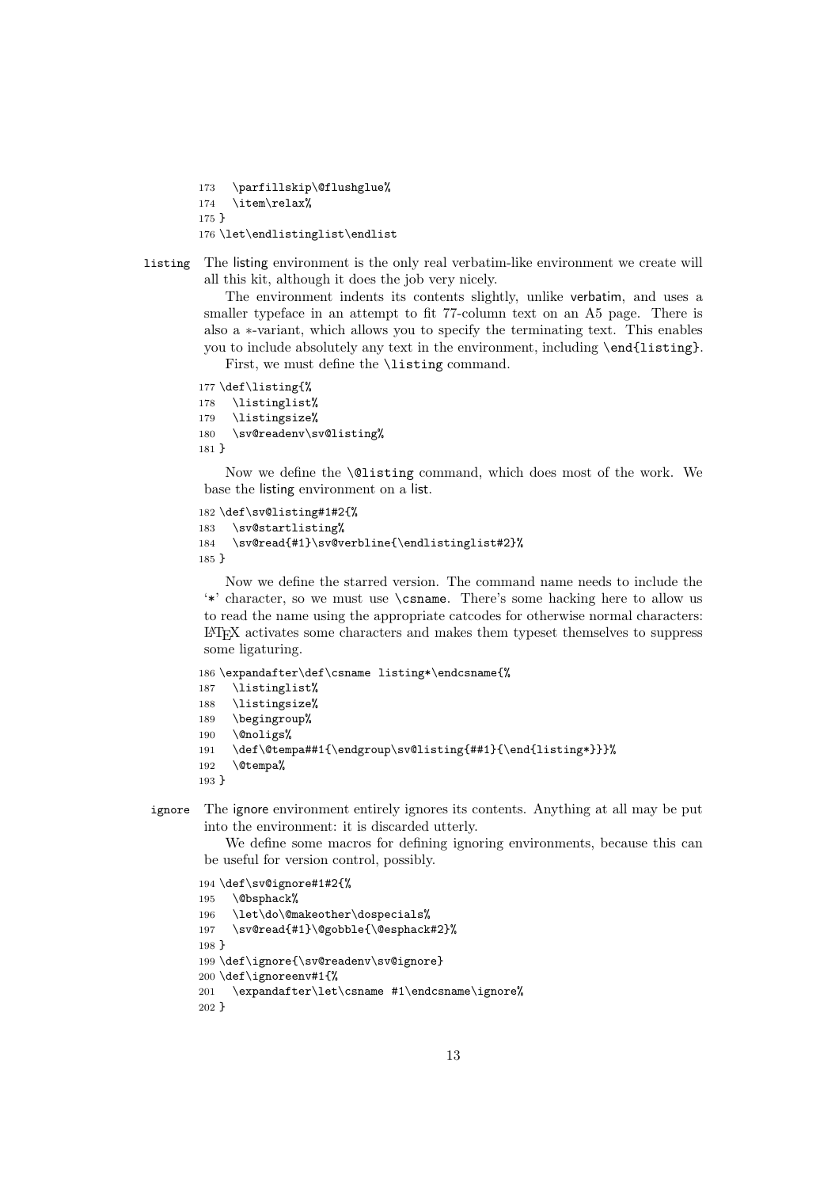```
173   \parfillskip\@flushglue%
174   \item\relax%
175 }
176 \let\endlistinglist\endlist
```

**listing** The listing environment is the only real verbatim-like environment we create will all this kit, although it does the job very nicely.

The environment indents its contents slightly, unlike verbatim, and uses a smaller typeface in an attempt to fit 77-column text on an A5 page. There is also a ∗-variant, which allows you to specify the terminating text. This enables you to include absolutely any text in the environment, including `\end{listing}`.

First, we must define the `\listing` command.

```
177 \def\listing{%
178   \listinglist%
179   \listingsize%
180   \sv@readenv\sv@listing%
181 }
```

Now we define the `\@listing` command, which does most of the work. We base the listing environment on a list.

```
182 \def\sv@listing#1#2{%
183   \sv@startlisting%
184   \sv@read{#1}\sv@verbline{\endlistinglist#2}%
185 }
```

Now we define the starred version. The command name needs to include the '`*`' character, so we must use `\csname`. There's some hacking here to allow us to read the name using the appropriate catcodes for otherwise normal characters: LaTeX activates some characters and makes them typeset themselves to suppress some ligaturing.

```
186 \expandafter\def\csname listing*\endcsname{%
187   \listinglist%
188   \listingsize%
189   \begingroup%
190   \@noligs%
191   \def\@tempa##1{\endgroup\sv@listing{##1}{\end{listing*}}}%
192   \@tempa%
193 }
```

**ignore** The ignore environment entirely ignores its contents. Anything at all may be put into the environment: it is discarded utterly.

We define some macros for defining ignoring environments, because this can be useful for version control, possibly.

```
194 \def\sv@ignore#1#2{%
195   \@bsphack%
196   \let\do\@makeother\dospecials%
197   \sv@read{#1}\@gobble{\@esphack#2}%
198 }
199 \def\ignore{\sv@readenv\sv@ignore}
200 \def\ignoreenv#1{%
201   \expandafter\let\csname #1\endcsname\ignore%
202 }
```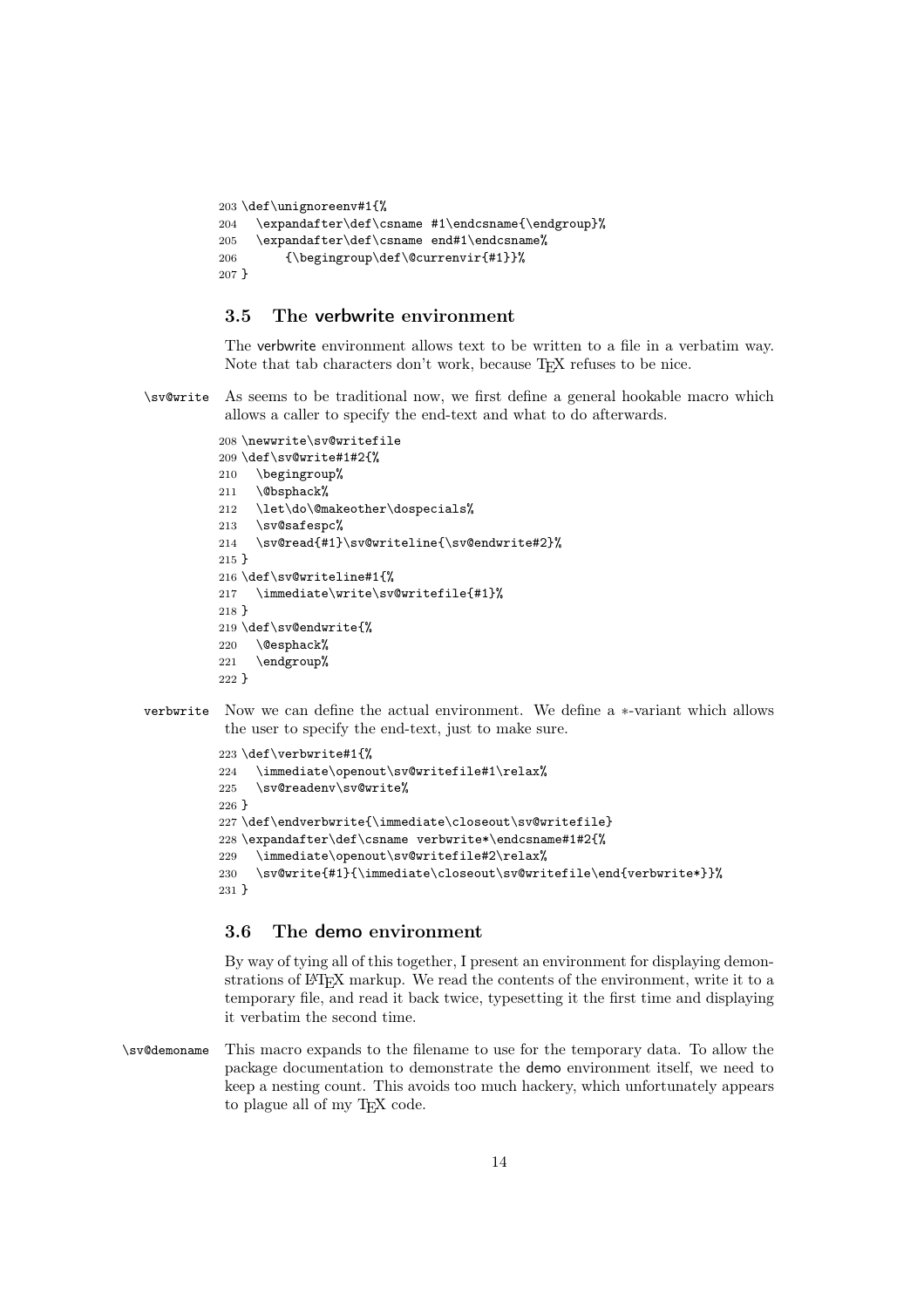```
203 \def\unignoreenv#1{%
204   \expandafter\def\csname #1\endcsname{\endgroup}%
205   \expandafter\def\csname end#1\endcsname%
206       {\begingroup\def\@currenvir{#1}}%
207 }
```

## 3.5 The verbwrite environment

The verbwrite environment allows text to be written to a file in a verbatim way. Note that tab characters don't work, because TeX refuses to be nice.

\sv@write As seems to be traditional now, we first define a general hookable macro which allows a caller to specify the end-text and what to do afterwards.

```
208 \newwrite\sv@writefile
209 \def\sv@write#1#2{%
210   \begingroup%
211   \@bsphack%
212   \let\do\@makeother\dospecials%
213   \sv@safespc%
214   \sv@read{#1}\sv@writeline{\sv@endwrite#2}%
215 }
216 \def\sv@writeline#1{%
217   \immediate\write\sv@writefile{#1}%
218 }
219 \def\sv@endwrite{%
220   \@esphack%
221   \endgroup%
222 }
```

verbwrite Now we can define the actual environment. We define a ∗-variant which allows the user to specify the end-text, just to make sure.

```
223 \def\verbwrite#1{%
224   \immediate\openout\sv@writefile#1\relax%
225   \sv@readenv\sv@write%
226 }
227 \def\endverbwrite{\immediate\closeout\sv@writefile}
228 \expandafter\def\csname verbwrite*\endcsname#1#2{%
229   \immediate\openout\sv@writefile#2\relax%
230   \sv@write{#1}{\immediate\closeout\sv@writefile\end{verbwrite*}}%
231 }
```

## 3.6 The demo environment

By way of tying all of this together, I present an environment for displaying demonstrations of LaTeX markup. We read the contents of the environment, write it to a temporary file, and read it back twice, typesetting it the first time and displaying it verbatim the second time.

\sv@demoname This macro expands to the filename to use for the temporary data. To allow the package documentation to demonstrate the demo environment itself, we need to keep a nesting count. This avoids too much hackery, which unfortunately appears to plague all of my TeX code.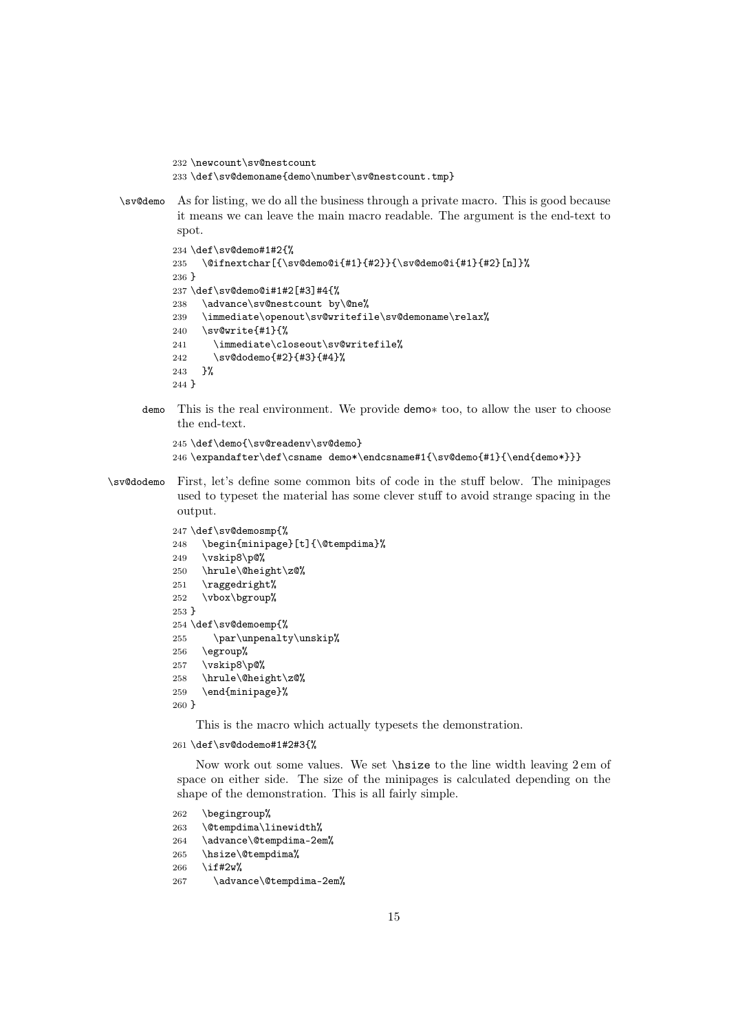```
232 \newcount\sv@nestcount
233 \def\sv@demoname{demo\number\sv@nestcount.tmp}
```

**\sv@demo** As for listing, we do all the business through a private macro. This is good because it means we can leave the main macro readable. The argument is the end-text to spot.

```
234 \def\sv@demo#1#2{%
235   \@ifnextchar[{\sv@demo@i{#1}{#2}}{\sv@demo@i{#1}{#2}[n]}%
236 }
237 \def\sv@demo@i#1#2[#3]#4{%
238   \advance\sv@nestcount by\@ne%
239   \immediate\openout\sv@writefile\sv@demoname\relax%
240   \sv@write{#1}{%
241     \immediate\closeout\sv@writefile%
242     \sv@dodemo{#2}{#3}{#4}%
243   }%
244 }
```

**demo** This is the real environment. We provide demo* too, to allow the user to choose the end-text.

```
245 \def\demo{\sv@readenv\sv@demo}
246 \expandafter\def\csname demo*\endcsname#1{\sv@demo{#1}{\end{demo*}}}
```

**\sv@dodemo** First, let's define some common bits of code in the stuff below. The minipages used to typeset the material has some clever stuff to avoid strange spacing in the output.

```
247 \def\sv@demosmp{%
248   \begin{minipage}[t]{\@tempdima}%
249   \vskip8\p@%
250   \hrule\@height\z@%
251   \raggedright%
252   \vbox\bgroup%
253 }
254 \def\sv@demoemp{%
255     \par\unpenalty\unskip%
256   \egroup%
257   \vskip8\p@%
258   \hrule\@height\z@%
259   \end{minipage}%
260 }
```

This is the macro which actually typesets the demonstration.

```
261 \def\sv@dodemo#1#2#3{%
```

Now work out some values. We set \hsize to the line width leaving 2 em of space on either side. The size of the minipages is calculated depending on the shape of the demonstration. This is all fairly simple.

```
262   \begingroup%
263   \@tempdima\linewidth%
264   \advance\@tempdima-2em%
265   \hsize\@tempdima%
266   \if#2w%
267     \advance\@tempdima-2em%
```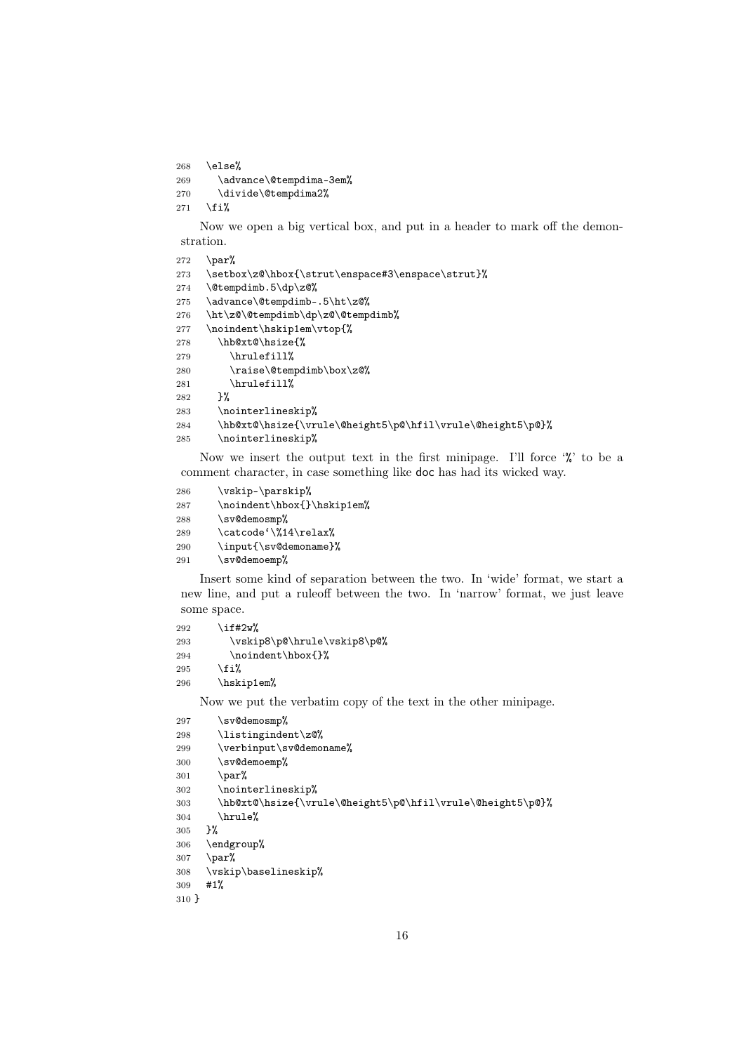```
268   \else%
269     \advance\@tempdima-3em%
270     \divide\@tempdima2%
271   \fi%
```

Now we open a big vertical box, and put in a header to mark off the demonstration.

```
272   \par%
273   \setbox\z@\hbox{\strut\enspace#3\enspace\strut}%
274   \@tempdimb.5\dp\z@%
275   \advance\@tempdimb-.5\ht\z@%
276   \ht\z@\@tempdimb\dp\z@\@tempdimb%
277   \noindent\hskip1em\vtop{%
278     \hb@xt@\hsize{%
279       \hrulefill%
280       \raise\@tempdimb\box\z@%
281       \hrulefill%
282     }%
283     \nointerlineskip%
284     \hb@xt@\hsize{\vrule\@height5\p@\hfil\vrule\@height5\p@}%
285     \nointerlineskip%
```

Now we insert the output text in the first minipage. I'll force '%' to be a comment character, in case something like doc has had its wicked way.

```
286     \vskip-\parskip%
287     \noindent\hbox{}\hskip1em%
288     \sv@demosmp%
289     \catcode`\%14\relax%
290     \input{\sv@demoname}%
291     \sv@demoemp%
```

Insert some kind of separation between the two. In 'wide' format, we start a new line, and put a ruleoff between the two. In 'narrow' format, we just leave some space.

```
292     \if#2w%
293       \vskip8\p@\hrule\vskip8\p@%
294       \noindent\hbox{}%
295     \fi%
296     \hskip1em%
```

Now we put the verbatim copy of the text in the other minipage.

```
297     \sv@demosmp%
298     \listingindent\z@%
299     \verbinput\sv@demoname%
300     \sv@demoemp%
301     \par%
302     \nointerlineskip%
303     \hb@xt@\hsize{\vrule\@height5\p@\hfil\vrule\@height5\p@}%
304     \hrule%
305   }%
306   \endgroup%
307   \par%
308   \vskip\baselineskip%
309   #1%
310 }
```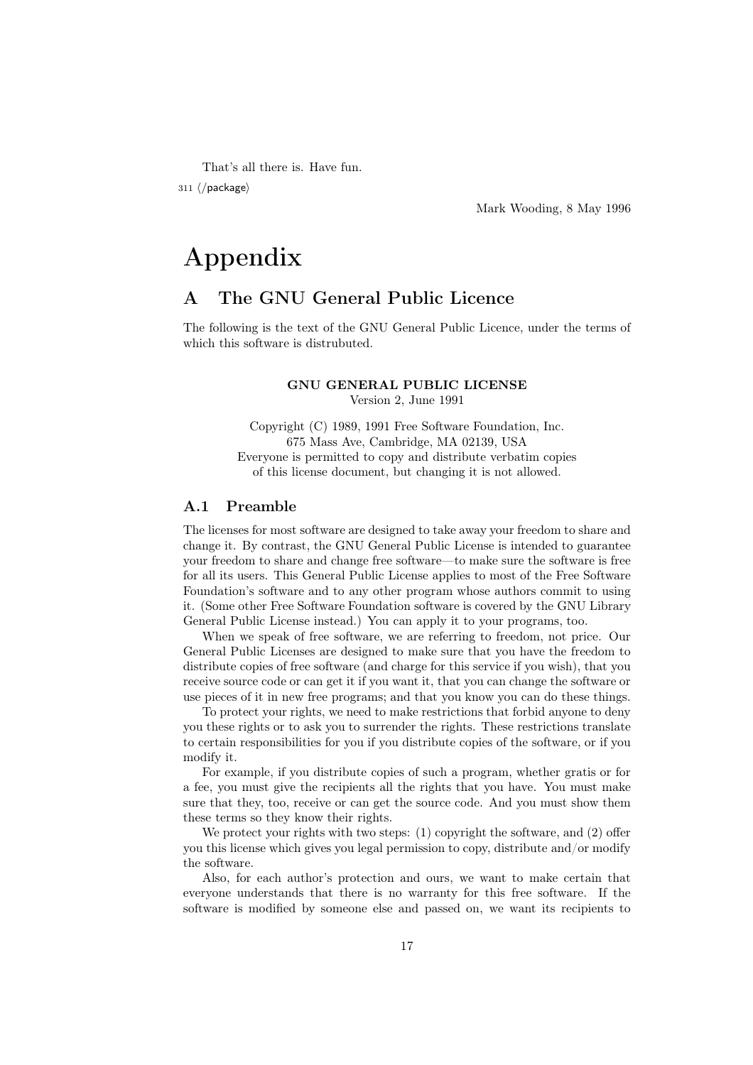That's all there is. Have fun.

311 ⟨/package⟩

Mark Wooding, 8 May 1996

# Appendix

## A The GNU General Public Licence

The following is the text of the GNU General Public Licence, under the terms of which this software is distrubuted.

**GNU GENERAL PUBLIC LICENSE**
Version 2, June 1991

Copyright (C) 1989, 1991 Free Software Foundation, Inc.
675 Mass Ave, Cambridge, MA 02139, USA
Everyone is permitted to copy and distribute verbatim copies
of this license document, but changing it is not allowed.

### A.1 Preamble

The licenses for most software are designed to take away your freedom to share and change it. By contrast, the GNU General Public License is intended to guarantee your freedom to share and change free software—to make sure the software is free for all its users. This General Public License applies to most of the Free Software Foundation's software and to any other program whose authors commit to using it. (Some other Free Software Foundation software is covered by the GNU Library General Public License instead.) You can apply it to your programs, too.

When we speak of free software, we are referring to freedom, not price. Our General Public Licenses are designed to make sure that you have the freedom to distribute copies of free software (and charge for this service if you wish), that you receive source code or can get it if you want it, that you can change the software or use pieces of it in new free programs; and that you know you can do these things.

To protect your rights, we need to make restrictions that forbid anyone to deny you these rights or to ask you to surrender the rights. These restrictions translate to certain responsibilities for you if you distribute copies of the software, or if you modify it.

For example, if you distribute copies of such a program, whether gratis or for a fee, you must give the recipients all the rights that you have. You must make sure that they, too, receive or can get the source code. And you must show them these terms so they know their rights.

We protect your rights with two steps: (1) copyright the software, and (2) offer you this license which gives you legal permission to copy, distribute and/or modify the software.

Also, for each author's protection and ours, we want to make certain that everyone understands that there is no warranty for this free software. If the software is modified by someone else and passed on, we want its recipients to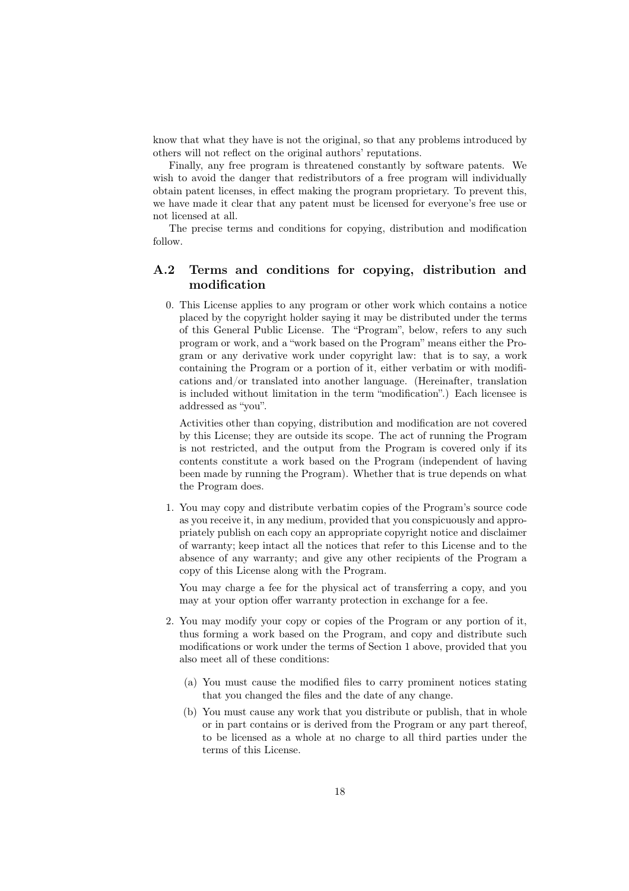know that what they have is not the original, so that any problems introduced by others will not reflect on the original authors' reputations.

Finally, any free program is threatened constantly by software patents. We wish to avoid the danger that redistributors of a free program will individually obtain patent licenses, in effect making the program proprietary. To prevent this, we have made it clear that any patent must be licensed for everyone's free use or not licensed at all.

The precise terms and conditions for copying, distribution and modification follow.

## A.2 Terms and conditions for copying, distribution and modification

0. This License applies to any program or other work which contains a notice placed by the copyright holder saying it may be distributed under the terms of this General Public License. The "Program", below, refers to any such program or work, and a "work based on the Program" means either the Program or any derivative work under copyright law: that is to say, a work containing the Program or a portion of it, either verbatim or with modifications and/or translated into another language. (Hereinafter, translation is included without limitation in the term "modification".) Each licensee is addressed as "you".

   Activities other than copying, distribution and modification are not covered by this License; they are outside its scope. The act of running the Program is not restricted, and the output from the Program is covered only if its contents constitute a work based on the Program (independent of having been made by running the Program). Whether that is true depends on what the Program does.

1. You may copy and distribute verbatim copies of the Program's source code as you receive it, in any medium, provided that you conspicuously and appropriately publish on each copy an appropriate copyright notice and disclaimer of warranty; keep intact all the notices that refer to this License and to the absence of any warranty; and give any other recipients of the Program a copy of this License along with the Program.

   You may charge a fee for the physical act of transferring a copy, and you may at your option offer warranty protection in exchange for a fee.

2. You may modify your copy or copies of the Program or any portion of it, thus forming a work based on the Program, and copy and distribute such modifications or work under the terms of Section 1 above, provided that you also meet all of these conditions:

   (a) You must cause the modified files to carry prominent notices stating that you changed the files and the date of any change.

   (b) You must cause any work that you distribute or publish, that in whole or in part contains or is derived from the Program or any part thereof, to be licensed as a whole at no charge to all third parties under the terms of this License.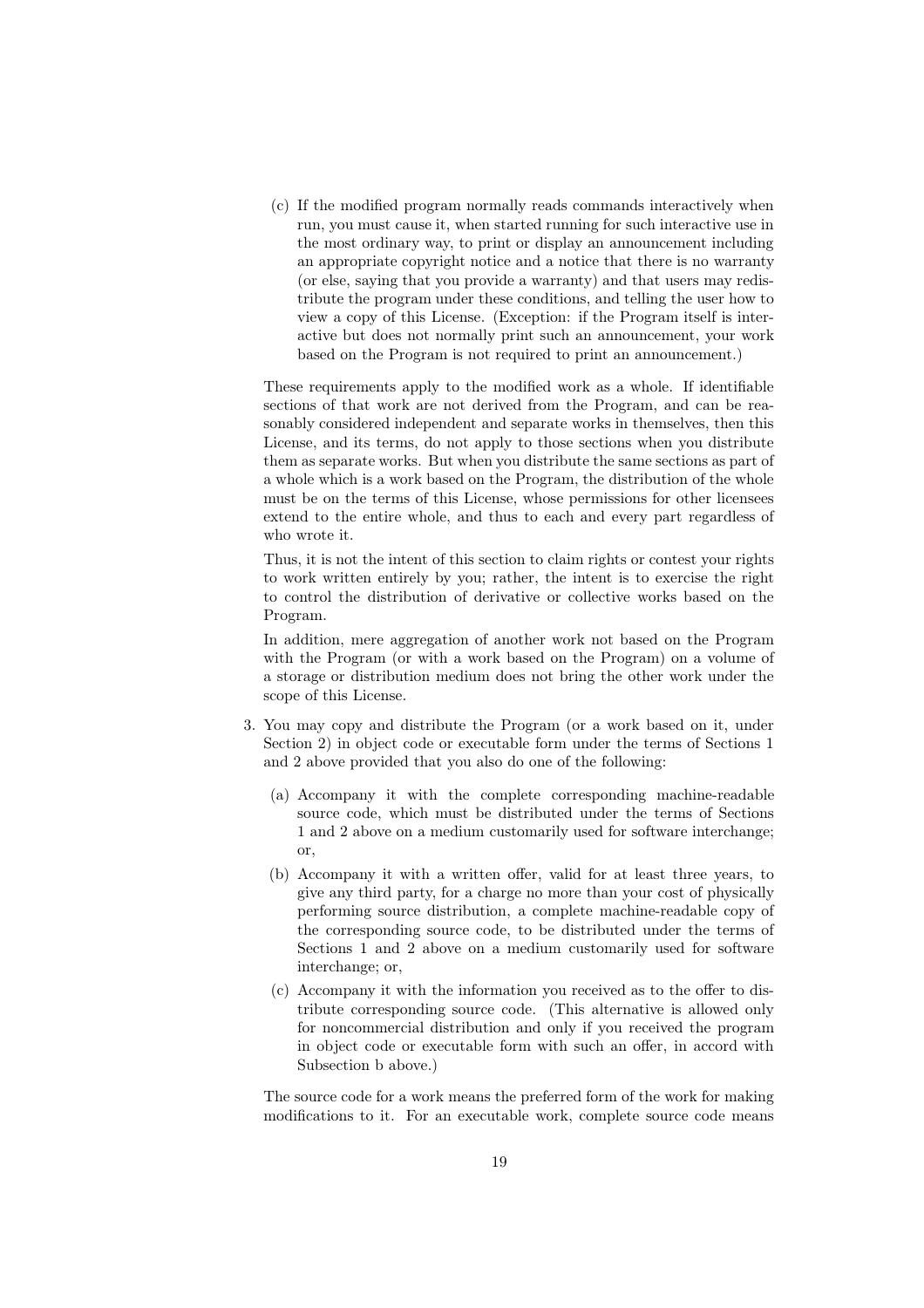(c) If the modified program normally reads commands interactively when run, you must cause it, when started running for such interactive use in the most ordinary way, to print or display an announcement including an appropriate copyright notice and a notice that there is no warranty (or else, saying that you provide a warranty) and that users may redistribute the program under these conditions, and telling the user how to view a copy of this License. (Exception: if the Program itself is interactive but does not normally print such an announcement, your work based on the Program is not required to print an announcement.)

These requirements apply to the modified work as a whole. If identifiable sections of that work are not derived from the Program, and can be reasonably considered independent and separate works in themselves, then this License, and its terms, do not apply to those sections when you distribute them as separate works. But when you distribute the same sections as part of a whole which is a work based on the Program, the distribution of the whole must be on the terms of this License, whose permissions for other licensees extend to the entire whole, and thus to each and every part regardless of who wrote it.

Thus, it is not the intent of this section to claim rights or contest your rights to work written entirely by you; rather, the intent is to exercise the right to control the distribution of derivative or collective works based on the Program.

In addition, mere aggregation of another work not based on the Program with the Program (or with a work based on the Program) on a volume of a storage or distribution medium does not bring the other work under the scope of this License.

3. You may copy and distribute the Program (or a work based on it, under Section 2) in object code or executable form under the terms of Sections 1 and 2 above provided that you also do one of the following:

   (a) Accompany it with the complete corresponding machine-readable source code, which must be distributed under the terms of Sections 1 and 2 above on a medium customarily used for software interchange; or,

   (b) Accompany it with a written offer, valid for at least three years, to give any third party, for a charge no more than your cost of physically performing source distribution, a complete machine-readable copy of the corresponding source code, to be distributed under the terms of Sections 1 and 2 above on a medium customarily used for software interchange; or,

   (c) Accompany it with the information you received as to the offer to distribute corresponding source code. (This alternative is allowed only for noncommercial distribution and only if you received the program in object code or executable form with such an offer, in accord with Subsection b above.)

   The source code for a work means the preferred form of the work for making modifications to it. For an executable work, complete source code means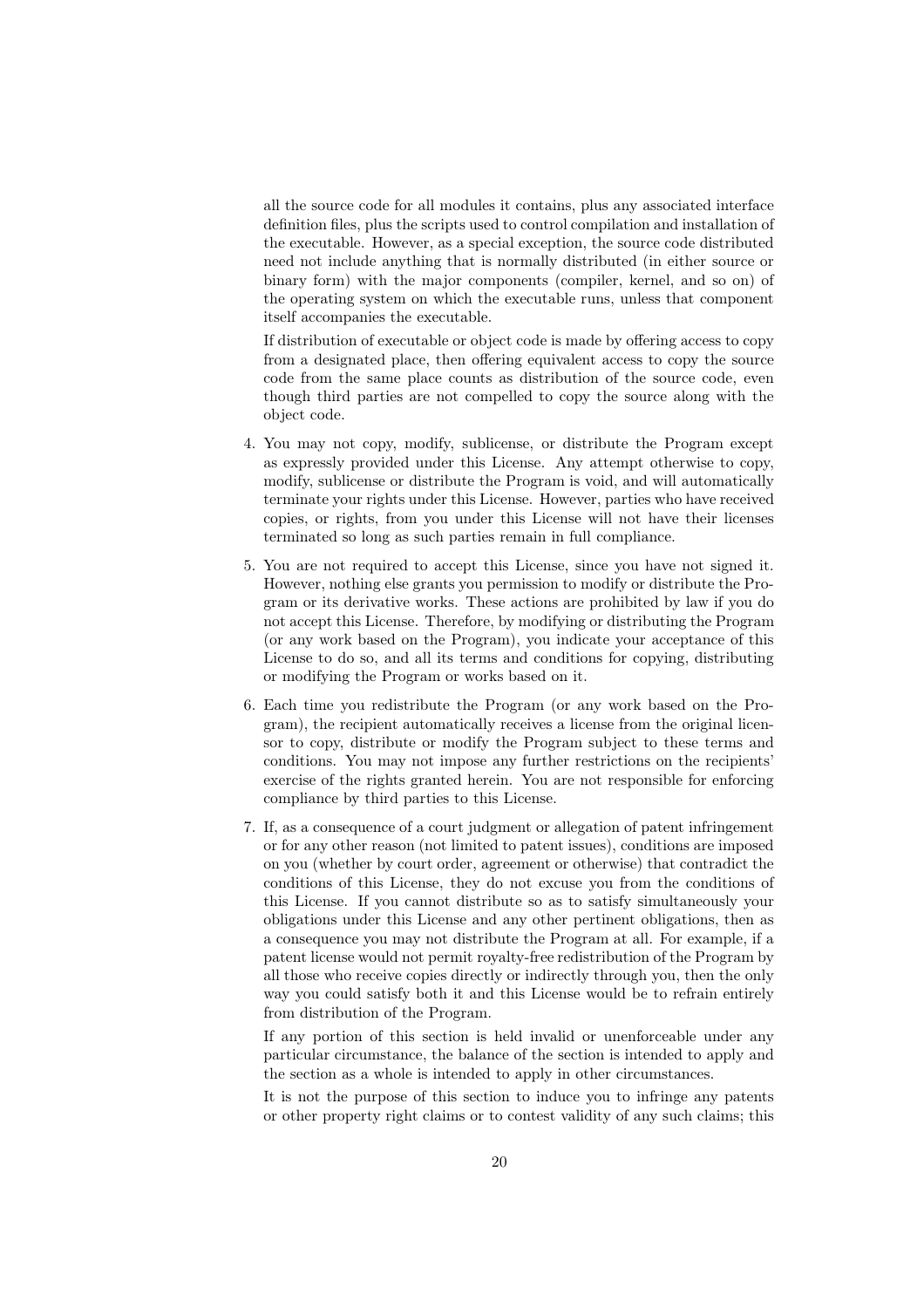all the source code for all modules it contains, plus any associated interface definition files, plus the scripts used to control compilation and installation of the executable. However, as a special exception, the source code distributed need not include anything that is normally distributed (in either source or binary form) with the major components (compiler, kernel, and so on) of the operating system on which the executable runs, unless that component itself accompanies the executable.

If distribution of executable or object code is made by offering access to copy from a designated place, then offering equivalent access to copy the source code from the same place counts as distribution of the source code, even though third parties are not compelled to copy the source along with the object code.

4. You may not copy, modify, sublicense, or distribute the Program except as expressly provided under this License. Any attempt otherwise to copy, modify, sublicense or distribute the Program is void, and will automatically terminate your rights under this License. However, parties who have received copies, or rights, from you under this License will not have their licenses terminated so long as such parties remain in full compliance.

5. You are not required to accept this License, since you have not signed it. However, nothing else grants you permission to modify or distribute the Program or its derivative works. These actions are prohibited by law if you do not accept this License. Therefore, by modifying or distributing the Program (or any work based on the Program), you indicate your acceptance of this License to do so, and all its terms and conditions for copying, distributing or modifying the Program or works based on it.

6. Each time you redistribute the Program (or any work based on the Program), the recipient automatically receives a license from the original licensor to copy, distribute or modify the Program subject to these terms and conditions. You may not impose any further restrictions on the recipients' exercise of the rights granted herein. You are not responsible for enforcing compliance by third parties to this License.

7. If, as a consequence of a court judgment or allegation of patent infringement or for any other reason (not limited to patent issues), conditions are imposed on you (whether by court order, agreement or otherwise) that contradict the conditions of this License, they do not excuse you from the conditions of this License. If you cannot distribute so as to satisfy simultaneously your obligations under this License and any other pertinent obligations, then as a consequence you may not distribute the Program at all. For example, if a patent license would not permit royalty-free redistribution of the Program by all those who receive copies directly or indirectly through you, then the only way you could satisfy both it and this License would be to refrain entirely from distribution of the Program.

   If any portion of this section is held invalid or unenforceable under any particular circumstance, the balance of the section is intended to apply and the section as a whole is intended to apply in other circumstances.

   It is not the purpose of this section to induce you to infringe any patents or other property right claims or to contest validity of any such claims; this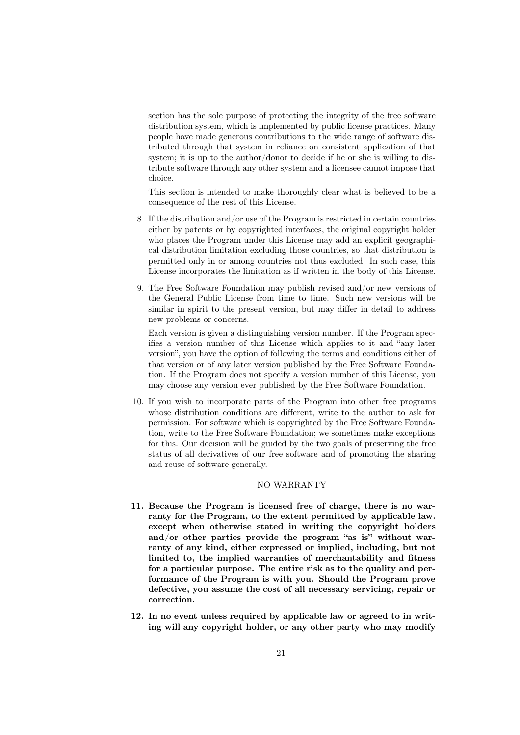section has the sole purpose of protecting the integrity of the free software distribution system, which is implemented by public license practices. Many people have made generous contributions to the wide range of software distributed through that system in reliance on consistent application of that system; it is up to the author/donor to decide if he or she is willing to distribute software through any other system and a licensee cannot impose that choice.

This section is intended to make thoroughly clear what is believed to be a consequence of the rest of this License.

8. If the distribution and/or use of the Program is restricted in certain countries either by patents or by copyrighted interfaces, the original copyright holder who places the Program under this License may add an explicit geographical distribution limitation excluding those countries, so that distribution is permitted only in or among countries not thus excluded. In such case, this License incorporates the limitation as if written in the body of this License.

9. The Free Software Foundation may publish revised and/or new versions of the General Public License from time to time. Such new versions will be similar in spirit to the present version, but may differ in detail to address new problems or concerns.

   Each version is given a distinguishing version number. If the Program specifies a version number of this License which applies to it and "any later version", you have the option of following the terms and conditions either of that version or of any later version published by the Free Software Foundation. If the Program does not specify a version number of this License, you may choose any version ever published by the Free Software Foundation.

10. If you wish to incorporate parts of the Program into other free programs whose distribution conditions are different, write to the author to ask for permission. For software which is copyrighted by the Free Software Foundation, write to the Free Software Foundation; we sometimes make exceptions for this. Our decision will be guided by the two goals of preserving the free status of all derivatives of our free software and of promoting the sharing and reuse of software generally.

NO WARRANTY

**11. Because the Program is licensed free of charge, there is no warranty for the Program, to the extent permitted by applicable law. except when otherwise stated in writing the copyright holders and/or other parties provide the program "as is" without warranty of any kind, either expressed or implied, including, but not limited to, the implied warranties of merchantability and fitness for a particular purpose. The entire risk as to the quality and performance of the Program is with you. Should the Program prove defective, you assume the cost of all necessary servicing, repair or correction.**

**12. In no event unless required by applicable law or agreed to in writing will any copyright holder, or any other party who may modify**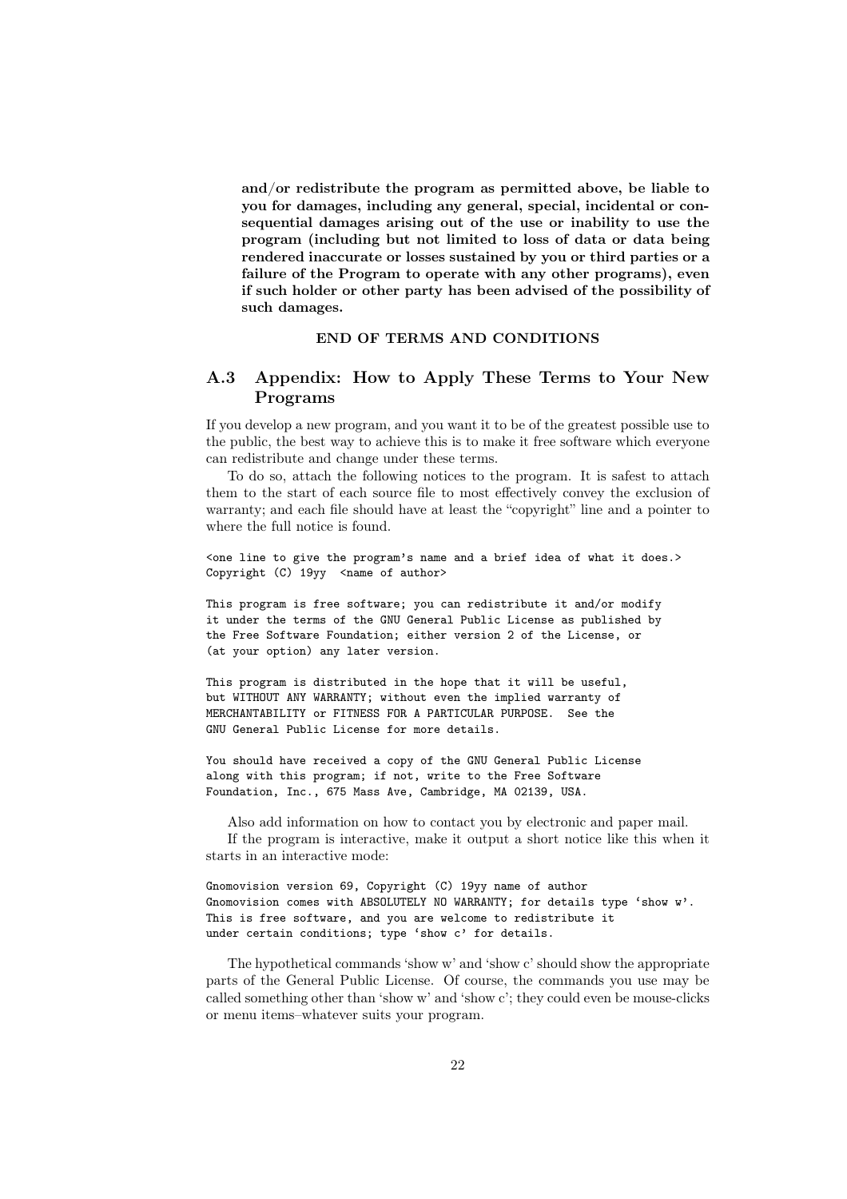**and/or redistribute the program as permitted above, be liable to you for damages, including any general, special, incidental or consequential damages arising out of the use or inability to use the program (including but not limited to loss of data or data being rendered inaccurate or losses sustained by you or third parties or a failure of the Program to operate with any other programs), even if such holder or other party has been advised of the possibility of such damages.**

**END OF TERMS AND CONDITIONS**

## A.3 Appendix: How to Apply These Terms to Your New Programs

If you develop a new program, and you want it to be of the greatest possible use to the public, the best way to achieve this is to make it free software which everyone can redistribute and change under these terms.

To do so, attach the following notices to the program. It is safest to attach them to the start of each source file to most effectively convey the exclusion of warranty; and each file should have at least the "copyright" line and a pointer to where the full notice is found.

```
<one line to give the program's name and a brief idea of what it does.>
Copyright (C) 19yy  <name of author>

This program is free software; you can redistribute it and/or modify
it under the terms of the GNU General Public License as published by
the Free Software Foundation; either version 2 of the License, or
(at your option) any later version.

This program is distributed in the hope that it will be useful,
but WITHOUT ANY WARRANTY; without even the implied warranty of
MERCHANTABILITY or FITNESS FOR A PARTICULAR PURPOSE.  See the
GNU General Public License for more details.

You should have received a copy of the GNU General Public License
along with this program; if not, write to the Free Software
Foundation, Inc., 675 Mass Ave, Cambridge, MA 02139, USA.
```

Also add information on how to contact you by electronic and paper mail.

If the program is interactive, make it output a short notice like this when it starts in an interactive mode:

```
Gnomovision version 69, Copyright (C) 19yy name of author
Gnomovision comes with ABSOLUTELY NO WARRANTY; for details type 'show w'.
This is free software, and you are welcome to redistribute it
under certain conditions; type 'show c' for details.
```

The hypothetical commands 'show w' and 'show c' should show the appropriate parts of the General Public License. Of course, the commands you use may be called something other than 'show w' and 'show c'; they could even be mouse-clicks or menu items–whatever suits your program.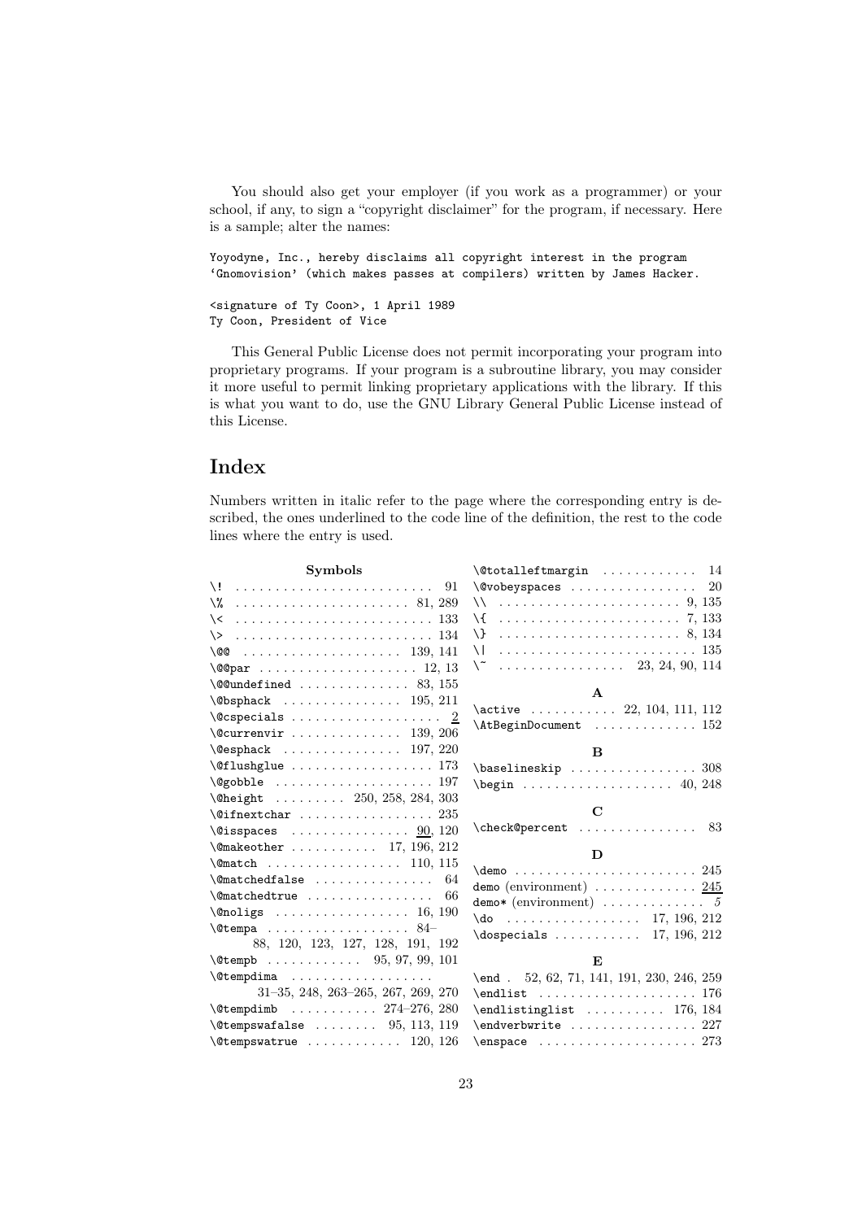You should also get your employer (if you work as a programmer) or your school, if any, to sign a "copyright disclaimer" for the program, if necessary. Here is a sample; alter the names:

```
Yoyodyne, Inc., hereby disclaims all copyright interest in the program
'Gnomovision' (which makes passes at compilers) written by James Hacker.

<signature of Ty Coon>, 1 April 1989
Ty Coon, President of Vice
```

This General Public License does not permit incorporating your program into proprietary programs. If your program is a subroutine library, you may consider it more useful to permit linking proprietary applications with the library. If this is what you want to do, use the GNU Library General Public License instead of this License.

# Index

Numbers written in italic refer to the page where the corresponding entry is described, the ones underlined to the code line of the definition, the rest to the code lines where the entry is used.

**Symbols**

- `\!` . . . . . . . . . . 91
- `\%` . . . . . . . . . . 81, 289
- `\<` . . . . . . . . . . 133
- `\>` . . . . . . . . . . 134
- `\@@` . . . . . . . . . . 139, 141
- `\@@par` . . . . . . . . . . 12, 13
- `\@@undefined` . . . . . . . . . . 83, 155
- `\@bsphack` . . . . . . . . . . 195, 211
- `\@cspecials` . . . . . . . . . . <u>2</u>
- `\@currenvir` . . . . . . . . . . 139, 206
- `\@esphack` . . . . . . . . . . 197, 220
- `\@flushglue` . . . . . . . . . . 173
- `\@gobble` . . . . . . . . . . 197
- `\@height` . . . . . . . . . . 250, 258, 284, 303
- `\@ifnextchar` . . . . . . . . . . 235
- `\@isspaces` . . . . . . . . . . <u>90</u>, 120
- `\@makeother` . . . . . . . . . . 17, 196, 212
- `\@match` . . . . . . . . . . 110, 115
- `\@matchedfalse` . . . . . . . . . . 64
- `\@matchedtrue` . . . . . . . . . . 66
- `\@noligs` . . . . . . . . . . 16, 190
- `\@tempa` . . . . . . . . . . 84–88, 120, 123, 127, 128, 191, 192
- `\@tempb` . . . . . . . . . . 95, 97, 99, 101
- `\@tempdima` . . . . . . . . . . 31–35, 248, 263–265, 267, 269, 270
- `\@tempdimb` . . . . . . . . . . 274–276, 280
- `\@tempswafalse` . . . . . . . . . . 95, 113, 119
- `\@tempswatrue` . . . . . . . . . . 120, 126
- `\@totalleftmargin` . . . . . . . . . . 14
- `\@vobeyspaces` . . . . . . . . . . 20
- `\\` . . . . . . . . . . 9, 135
- `\{` . . . . . . . . . . 7, 133
- `\}` . . . . . . . . . . 8, 134
- `\|` . . . . . . . . . . 135
- `\~` . . . . . . . . . . 23, 24, 90, 114

**A**

- `\active` . . . . . . . . . . 22, 104, 111, 112
- `\AtBeginDocument` . . . . . . . . . . 152

**B**

- `\baselineskip` . . . . . . . . . . 308
- `\begin` . . . . . . . . . . 40, 248

**C**

- `\check@percent` . . . . . . . . . . 83

**D**

- `\demo` . . . . . . . . . . 245
- `demo` (environment) . . . . . . . . . . <u>245</u>
- `demo*` (environment) . . . . . . . . . . *5*
- `\do` . . . . . . . . . . 17, 196, 212
- `\dospecials` . . . . . . . . . . 17, 196, 212

**E**

- `\end` . . 52, 62, 71, 141, 191, 230, 246, 259
- `\endlist` . . . . . . . . . . 176
- `\endlistinglist` . . . . . . . . . . 176, 184
- `\endverbwrite` . . . . . . . . . . 227
- `\enspace` . . . . . . . . . . 273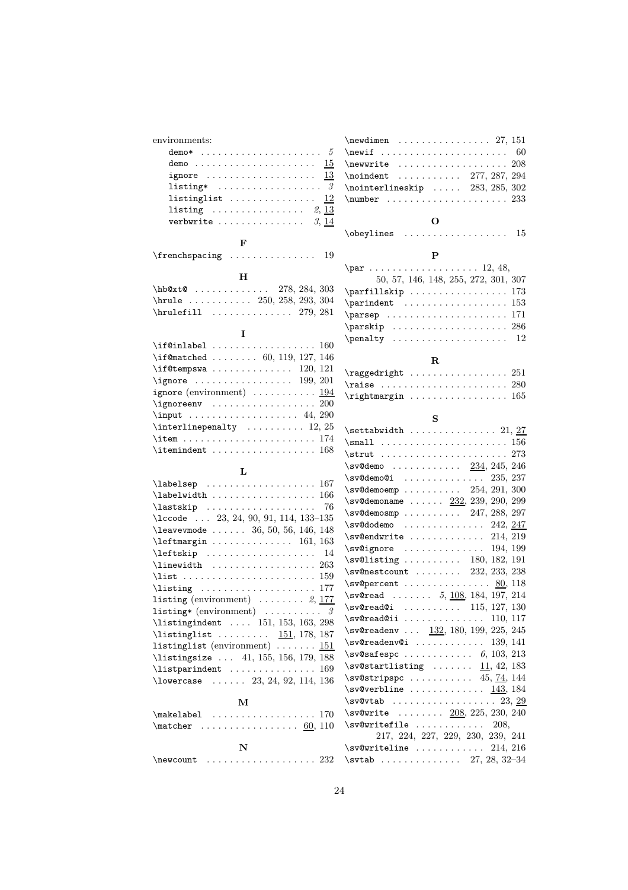environments:

- `demo*` . . . . . . . . . . *5*
- `demo` . . . . . . . . . . 15
- `ignore` . . . . . . . . . . 13
- `listing*` . . . . . . . . . . *3*
- `listinglist` . . . . . . . . . . 12
- `listing` . . . . . . . . . . *2*, 13
- `verbwrite` . . . . . . . . . . *3*, 14

### F

`\frenchspacing` . . . . . . . . . . 19

### H

`\hb@xt@` . . . . . . . . . . 278, 284, 303
`\hrule` . . . . . . . . . . 250, 258, 293, 304
`\hrulefill` . . . . . . . . . . 279, 281

### I

`\if@inlabel` . . . . . . . . . . 160
`\if@matched` . . . . . . . . . . 60, 119, 127, 146
`\if@tempswa` . . . . . . . . . . 120, 121
`\ignore` . . . . . . . . . . 199, 201
`ignore` (environment) . . . . . . . . . . 194
`\ignoreenv` . . . . . . . . . . 200
`\input` . . . . . . . . . . 44, 290
`\interlinepenalty` . . . . . . . . . . 12, 25
`\item` . . . . . . . . . . 174
`\itemindent` . . . . . . . . . . 168

### L

`\labelsep` . . . . . . . . . . 167
`\labelwidth` . . . . . . . . . . 166
`\lastskip` . . . . . . . . . . 76
`\lccode` . . . 23, 24, 90, 91, 114, 133–135
`\leavevmode` . . . . . . 36, 50, 56, 146, 148
`\leftmargin` . . . . . . . . . . 161, 163
`\leftskip` . . . . . . . . . . 14
`\linewidth` . . . . . . . . . . 263
`\list` . . . . . . . . . . 159
`\listing` . . . . . . . . . . 177
`listing` (environment) . . . . . . . . *2*, 177
`listing*` (environment) . . . . . . . . . . *3*
`\listingindent` . . . . 151, 153, 163, 298
`\listinglist` . . . . . . . . . 151, 178, 187
`listinglist` (environment) . . . . . . . 151
`\listingsize` . . . 41, 155, 156, 179, 188
`\listparindent` . . . . . . . . . . 169
`\lowercase` . . . . . . 23, 24, 92, 114, 136

### M

`\makelabel` . . . . . . . . . . 170
`\matcher` . . . . . . . . . . 60, 110

### N

`\newcount` . . . . . . . . . . 232
`\newdimen` . . . . . . . . . . 27, 151
`\newif` . . . . . . . . . . 60
`\newwrite` . . . . . . . . . . 208
`\noindent` . . . . . . . . . . 277, 287, 294
`\nointerlineskip` . . . . . 283, 285, 302
`\number` . . . . . . . . . . 233

### O

`\obeylines` . . . . . . . . . . 15

### P

`\par` . . . . . . . . . . 12, 48, 50, 57, 146, 148, 255, 272, 301, 307
`\parfillskip` . . . . . . . . . . 173
`\parindent` . . . . . . . . . . 153
`\parsep` . . . . . . . . . . 171
`\parskip` . . . . . . . . . . 286
`\penalty` . . . . . . . . . . 12

### R

`\raggedright` . . . . . . . . . . 251
`\raise` . . . . . . . . . . 280
`\rightmargin` . . . . . . . . . . 165

### S

`\settabwidth` . . . . . . . . . . 21, 27
`\small` . . . . . . . . . . 156
`\strut` . . . . . . . . . . 273
`\sv@demo` . . . . . . . . . . 234, 245, 246
`\sv@demo@i` . . . . . . . . . . 235, 237
`\sv@demoemp` . . . . . . . . . . 254, 291, 300
`\sv@demoname` . . . . . . 232, 239, 290, 299
`\sv@demosmp` . . . . . . . . . . 247, 288, 297
`\sv@dodemo` . . . . . . . . . . 242, 247
`\sv@endwrite` . . . . . . . . . . 214, 219
`\sv@ignore` . . . . . . . . . . 194, 199
`\sv@listing` . . . . . . . . . . 180, 182, 191
`\sv@nestcount` . . . . . . . . 232, 233, 238
`\sv@percent` . . . . . . . . . . 80, 118
`\sv@read` . . . . . . . *5*, 108, 184, 197, 214
`\sv@read@i` . . . . . . . . . . 115, 127, 130
`\sv@read@ii` . . . . . . . . . . 110, 117
`\sv@readenv` . . . 132, 180, 199, 225, 245
`\sv@readenv@i` . . . . . . . . . . 139, 141
`\sv@safespc` . . . . . . . . . . *6*, 103, 213
`\sv@startlisting` . . . . . . . 11, 42, 183
`\sv@stripspc` . . . . . . . . . . 45, 74, 144
`\sv@verbline` . . . . . . . . . . 143, 184
`\sv@vtab` . . . . . . . . . . 23, 29
`\sv@write` . . . . . . . . 208, 225, 230, 240
`\sv@writefile` . . . . . . . . . . 208, 217, 224, 227, 229, 230, 239, 241
`\sv@writeline` . . . . . . . . . . 214, 216
`\svtab` . . . . . . . . . . 27, 28, 32–34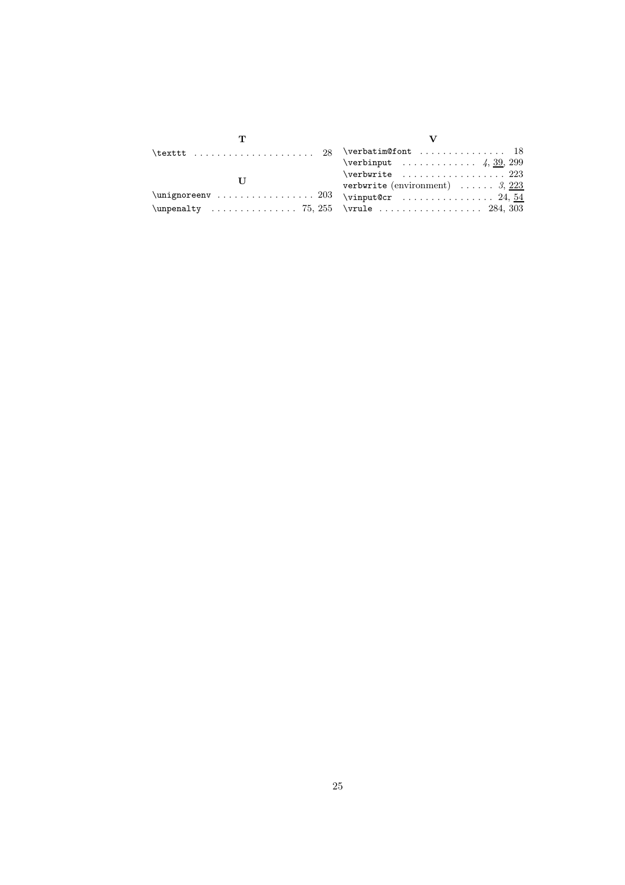**T**

\texttt . . . . . . . . . . . . . . . . . . . . . 28

**U**

\unignoreenv . . . . . . . . . . . . . . . . . 203

\unpenalty . . . . . . . . . . . . . . . 75, 255

**V**

\verbatim@font . . . . . . . . . . . . . . . 18

\verbinput . . . . . . . . . . . . . *4*, 39, 299

\verbwrite . . . . . . . . . . . . . . . . . . 223

verbwrite (environment) . . . . . . *3*, 223

\vinput@cr . . . . . . . . . . . . . . . . 24, 54

\vrule . . . . . . . . . . . . . . . . . . 284, 303